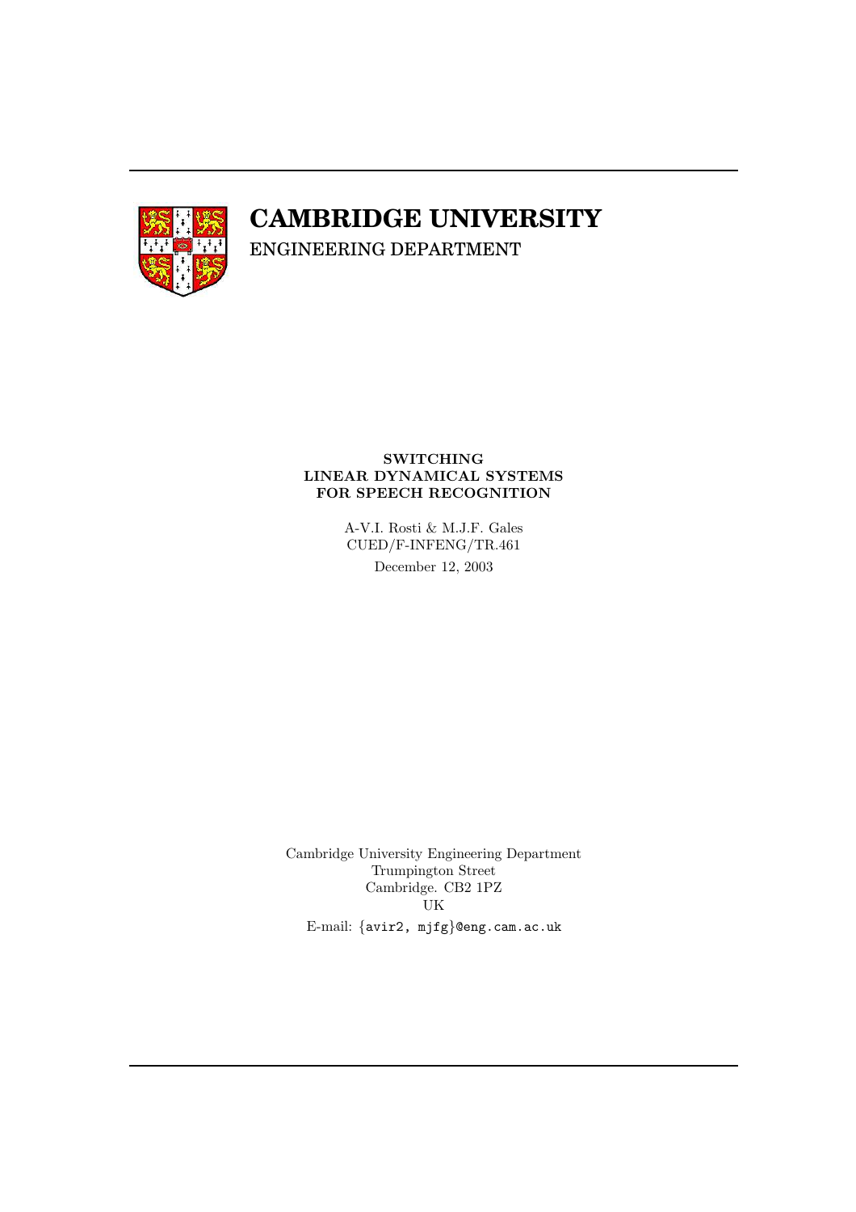# CAMBRIDGE UNIVERSITY

ENGINEERING DEPARTMENT

**SWITCHING LINEAR DYNAMICAL SYSTEMS FOR SPEECH RECOGNITION**

A-V.I. Rosti & M.J.F. Gales

CUED/F-INFENG/TR.461

December 12, 2003

Cambridge University Engineering Department
Trumpington Street
Cambridge. CB2 1PZ
UK

E-mail: {avir2, mjfg}@eng.cam.ac.uk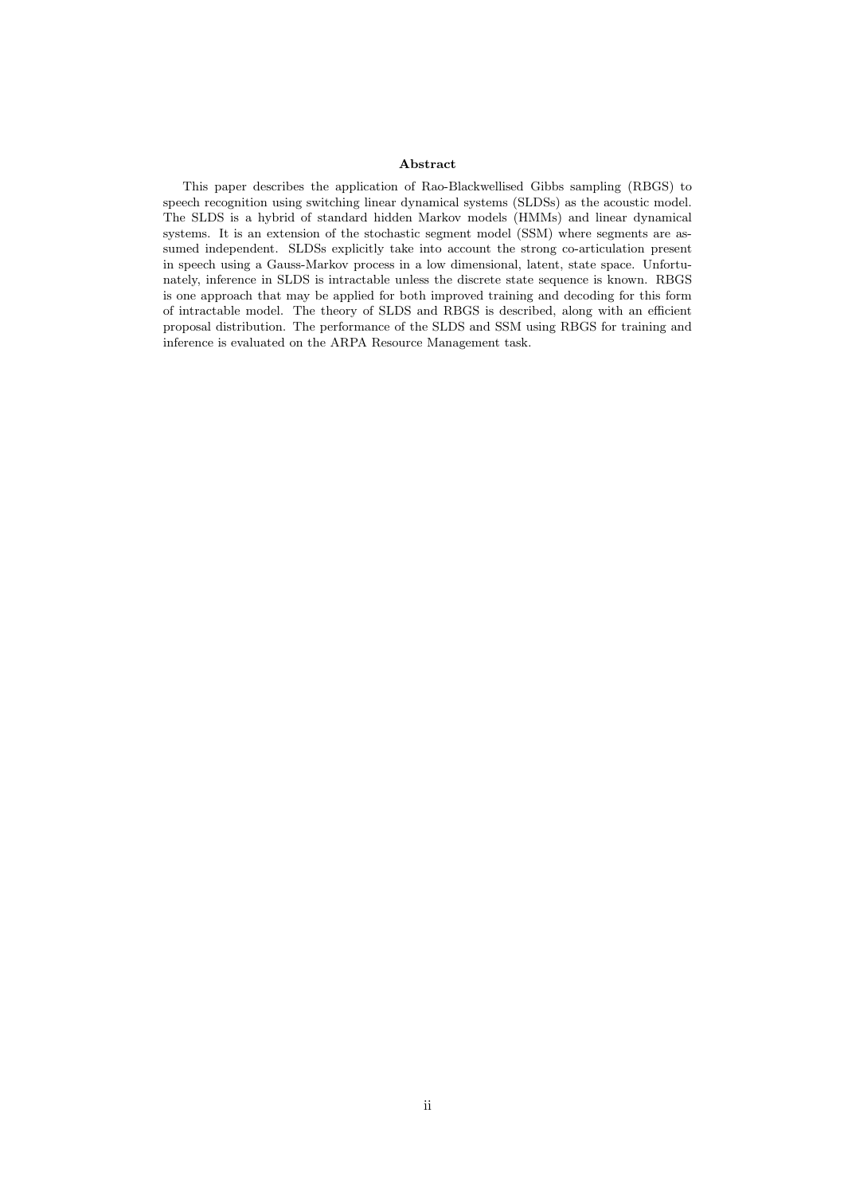## Abstract

This paper describes the application of Rao-Blackwellised Gibbs sampling (RBGS) to speech recognition using switching linear dynamical systems (SLDSs) as the acoustic model. The SLDS is a hybrid of standard hidden Markov models (HMMs) and linear dynamical systems. It is an extension of the stochastic segment model (SSM) where segments are assumed independent. SLDSs explicitly take into account the strong co-articulation present in speech using a Gauss-Markov process in a low dimensional, latent, state space. Unfortunately, inference in SLDS is intractable unless the discrete state sequence is known. RBGS is one approach that may be applied for both improved training and decoding for this form of intractable model. The theory of SLDS and RBGS is described, along with an efficient proposal distribution. The performance of the SLDS and SSM using RBGS for training and inference is evaluated on the ARPA Resource Management task.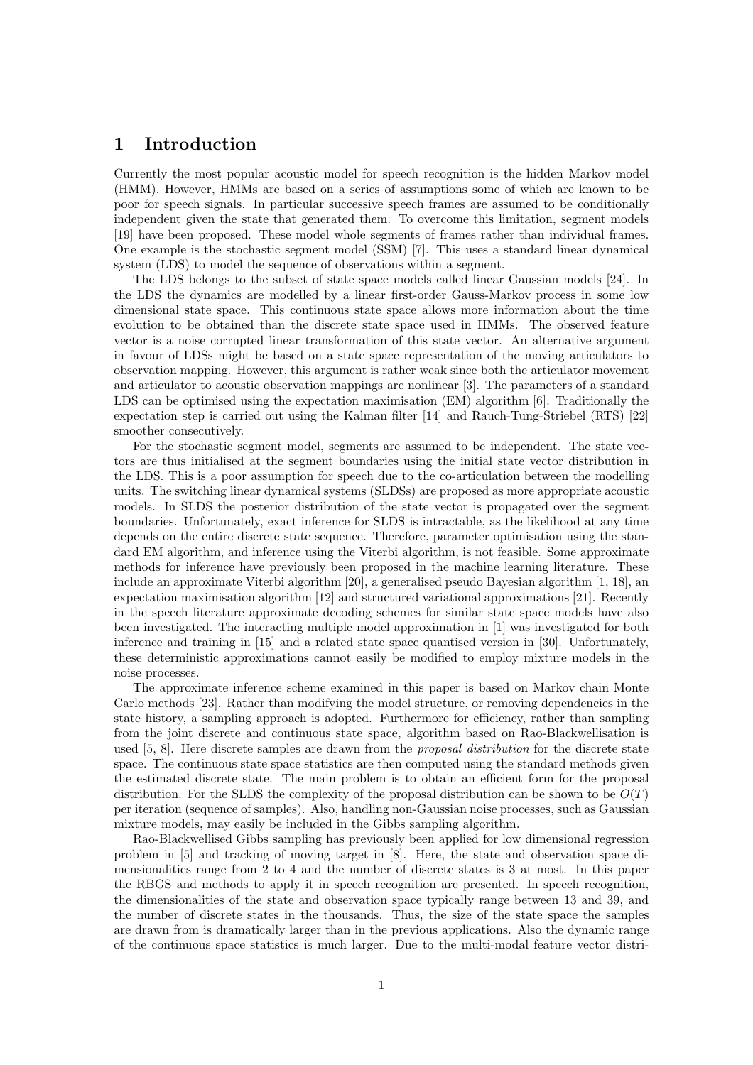# 1 Introduction

Currently the most popular acoustic model for speech recognition is the hidden Markov model (HMM). However, HMMs are based on a series of assumptions some of which are known to be poor for speech signals. In particular successive speech frames are assumed to be conditionally independent given the state that generated them. To overcome this limitation, segment models [19] have been proposed. These model whole segments of frames rather than individual frames. One example is the stochastic segment model (SSM) [7]. This uses a standard linear dynamical system (LDS) to model the sequence of observations within a segment.

The LDS belongs to the subset of state space models called linear Gaussian models [24]. In the LDS the dynamics are modelled by a linear first-order Gauss-Markov process in some low dimensional state space. This continuous state space allows more information about the time evolution to be obtained than the discrete state space used in HMMs. The observed feature vector is a noise corrupted linear transformation of this state vector. An alternative argument in favour of LDSs might be based on a state space representation of the moving articulators to observation mapping. However, this argument is rather weak since both the articulator movement and articulator to acoustic observation mappings are nonlinear [3]. The parameters of a standard LDS can be optimised using the expectation maximisation (EM) algorithm [6]. Traditionally the expectation step is carried out using the Kalman filter [14] and Rauch-Tung-Striebel (RTS) [22] smoother consecutively.

For the stochastic segment model, segments are assumed to be independent. The state vectors are thus initialised at the segment boundaries using the initial state vector distribution in the LDS. This is a poor assumption for speech due to the co-articulation between the modelling units. The switching linear dynamical systems (SLDSs) are proposed as more appropriate acoustic models. In SLDS the posterior distribution of the state vector is propagated over the segment boundaries. Unfortunately, exact inference for SLDS is intractable, as the likelihood at any time depends on the entire discrete state sequence. Therefore, parameter optimisation using the standard EM algorithm, and inference using the Viterbi algorithm, is not feasible. Some approximate methods for inference have previously been proposed in the machine learning literature. These include an approximate Viterbi algorithm [20], a generalised pseudo Bayesian algorithm [1, 18], an expectation maximisation algorithm [12] and structured variational approximations [21]. Recently in the speech literature approximate decoding schemes for similar state space models have also been investigated. The interacting multiple model approximation in [1] was investigated for both inference and training in [15] and a related state space quantised version in [30]. Unfortunately, these deterministic approximations cannot easily be modified to employ mixture models in the noise processes.

The approximate inference scheme examined in this paper is based on Markov chain Monte Carlo methods [23]. Rather than modifying the model structure, or removing dependencies in the state history, a sampling approach is adopted. Furthermore for efficiency, rather than sampling from the joint discrete and continuous state space, algorithm based on Rao-Blackwellisation is used [5, 8]. Here discrete samples are drawn from the *proposal distribution* for the discrete state space. The continuous state space statistics are then computed using the standard methods given the estimated discrete state. The main problem is to obtain an efficient form for the proposal distribution. For the SLDS the complexity of the proposal distribution can be shown to be $O(T)$ per iteration (sequence of samples). Also, handling non-Gaussian noise processes, such as Gaussian mixture models, may easily be included in the Gibbs sampling algorithm.

Rao-Blackwellised Gibbs sampling has previously been applied for low dimensional regression problem in [5] and tracking of moving target in [8]. Here, the state and observation space dimensionalities range from 2 to 4 and the number of discrete states is 3 at most. In this paper the RBGS and methods to apply it in speech recognition are presented. In speech recognition, the dimensionalities of the state and observation space typically range between 13 and 39, and the number of discrete states in the thousands. Thus, the size of the state space the samples are drawn from is dramatically larger than in the previous applications. Also the dynamic range of the continuous space statistics is much larger. Due to the multi-modal feature vector distri-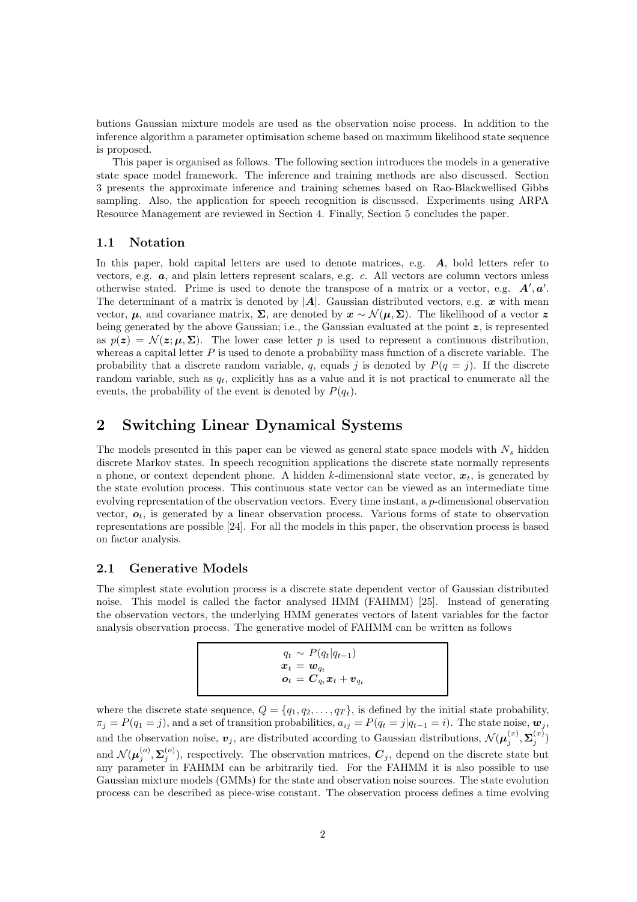butions Gaussian mixture models are used as the observation noise process. In addition to the inference algorithm a parameter optimisation scheme based on maximum likelihood state sequence is proposed.

This paper is organised as follows. The following section introduces the models in a generative state space model framework. The inference and training methods are also discussed. Section 3 presents the approximate inference and training schemes based on Rao-Blackwellised Gibbs sampling. Also, the application for speech recognition is discussed. Experiments using ARPA Resource Management are reviewed in Section 4. Finally, Section 5 concludes the paper.

### 1.1 Notation

In this paper, bold capital letters are used to denote matrices, e.g. $\boldsymbol{A}$, bold letters refer to vectors, e.g. $\boldsymbol{a}$, and plain letters represent scalars, e.g. $c$. All vectors are column vectors unless otherwise stated. Prime is used to denote the transpose of a matrix or a vector, e.g. $\boldsymbol{A}', \boldsymbol{a}'$. The determinant of a matrix is denoted by $|\boldsymbol{A}|$. Gaussian distributed vectors, e.g. $\boldsymbol{x}$ with mean vector, $\boldsymbol{\mu}$, and covariance matrix, $\boldsymbol{\Sigma}$, are denoted by $\boldsymbol{x} \sim \mathcal{N}(\boldsymbol{\mu}, \boldsymbol{\Sigma})$. The likelihood of a vector $\boldsymbol{z}$ being generated by the above Gaussian; i.e., the Gaussian evaluated at the point $\boldsymbol{z}$, is represented as $p(\boldsymbol{z}) = \mathcal{N}(\boldsymbol{z}; \boldsymbol{\mu}, \boldsymbol{\Sigma})$. The lower case letter $p$ is used to represent a continuous distribution, whereas a capital letter $P$ is used to denote a probability mass function of a discrete variable. The probability that a discrete random variable, $q$, equals $j$ is denoted by $P(q = j)$. If the discrete random variable, such as $q_t$, explicitly has as a value and it is not practical to enumerate all the events, the probability of the event is denoted by $P(q_t)$.

## 2 Switching Linear Dynamical Systems

The models presented in this paper can be viewed as general state space models with $N_s$ hidden discrete Markov states. In speech recognition applications the discrete state normally represents a phone, or context dependent phone. A hidden $k$-dimensional state vector, $\boldsymbol{x}_t$, is generated by the state evolution process. This continuous state vector can be viewed as an intermediate time evolving representation of the observation vectors. Every time instant, a $p$-dimensional observation vector, $\boldsymbol{o}_t$, is generated by a linear observation process. Various forms of state to observation representations are possible [24]. For all the models in this paper, the observation process is based on factor analysis.

### 2.1 Generative Models

The simplest state evolution process is a discrete state dependent vector of Gaussian distributed noise. This model is called the factor analysed HMM (FAHMM) [25]. Instead of generating the observation vectors, the underlying HMM generates vectors of latent variables for the factor analysis observation process. The generative model of FAHMM can be written as follows

$$
\begin{aligned}
q_t &\sim P(q_t|q_{t-1}) \\
\boldsymbol{x}_t &= \boldsymbol{w}_{q_t} \\
\boldsymbol{o}_t &= \boldsymbol{C}_{q_t}\boldsymbol{x}_t + \boldsymbol{v}_{q_t}
\end{aligned}
$$

where the discrete state sequence, $Q = \{q_1, q_2, \ldots, q_T\}$, is defined by the initial state probability, $\pi_j = P(q_1 = j)$, and a set of transition probabilities, $a_{ij} = P(q_t = j|q_{t-1} = i)$. The state noise, $\boldsymbol{w}_j$, and the observation noise, $\boldsymbol{v}_j$, are distributed according to Gaussian distributions, $\mathcal{N}(\boldsymbol{\mu}_j^{(x)}, \boldsymbol{\Sigma}_j^{(x)})$ and $\mathcal{N}(\boldsymbol{\mu}_j^{(o)}, \boldsymbol{\Sigma}_j^{(o)})$, respectively. The observation matrices, $\boldsymbol{C}_j$, depend on the discrete state but any parameter in FAHMM can be arbitrarily tied. For the FAHMM it is also possible to use Gaussian mixture models (GMMs) for the state and observation noise sources. The state evolution process can be described as piece-wise constant. The observation process defines a time evolving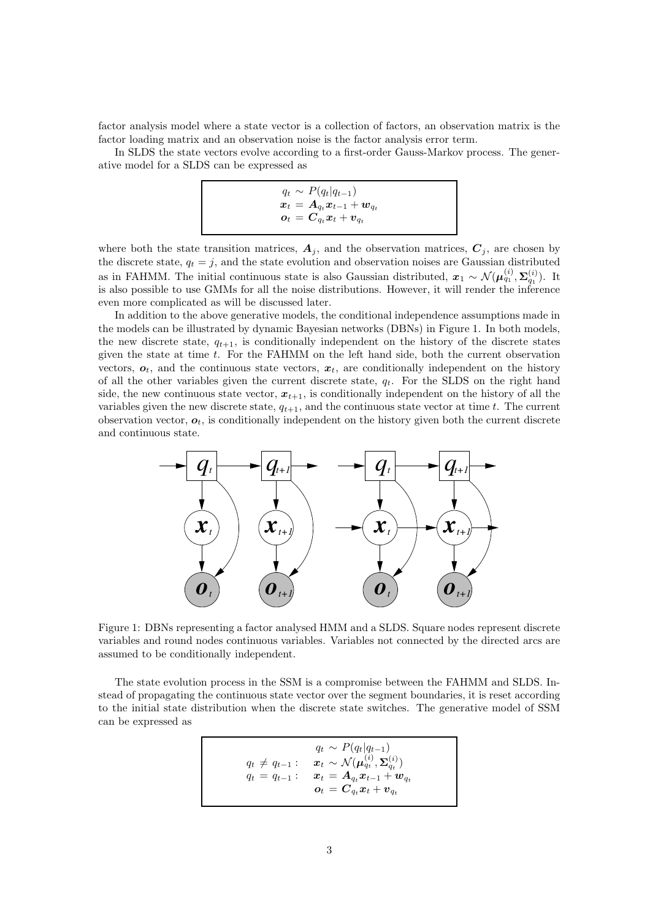factor analysis model where a state vector is a collection of factors, an observation matrix is the factor loading matrix and an observation noise is the factor analysis error term.

In SLDS the state vectors evolve according to a first-order Gauss-Markov process. The generative model for a SLDS can be expressed as

$$
\begin{aligned}
q_t &\sim P(q_t|q_{t-1}) \\
\boldsymbol{x}_t &= \boldsymbol{A}_{q_t}\boldsymbol{x}_{t-1} + \boldsymbol{w}_{q_t} \\
\boldsymbol{o}_t &= \boldsymbol{C}_{q_t}\boldsymbol{x}_t + \boldsymbol{v}_{q_t}
\end{aligned}
$$

where both the state transition matrices, $\boldsymbol{A}_j$, and the observation matrices, $\boldsymbol{C}_j$, are chosen by the discrete state, $q_t = j$, and the state evolution and observation noises are Gaussian distributed as in FAHMM. The initial continuous state is also Gaussian distributed, $\boldsymbol{x}_1 \sim \mathcal{N}(\boldsymbol{\mu}_{q_1}^{(i)}, \boldsymbol{\Sigma}_{q_1}^{(i)})$. It is also possible to use GMMs for all the noise distributions. However, it will render the inference even more complicated as will be discussed later.

In addition to the above generative models, the conditional independence assumptions made in the models can be illustrated by dynamic Bayesian networks (DBNs) in Figure 1. In both models, the new discrete state, $q_{t+1}$, is conditionally independent on the history of the discrete states given the state at time $t$. For the FAHMM on the left hand side, both the current observation vectors, $\boldsymbol{o}_t$, and the continuous state vectors, $\boldsymbol{x}_t$, are conditionally independent on the history of all the other variables given the current discrete state, $q_t$. For the SLDS on the right hand side, the new continuous state vector, $\boldsymbol{x}_{t+1}$, is conditionally independent on the history of all the variables given the new discrete state, $q_{t+1}$, and the continuous state vector at time $t$. The current observation vector, $\boldsymbol{o}_t$, is conditionally independent on the history given both the current discrete and continuous state.

Figure 1: DBNs representing a factor analysed HMM and a SLDS. Square nodes represent discrete variables and round nodes continuous variables. Variables not connected by the directed arcs are assumed to be conditionally independent.

The state evolution process in the SSM is a compromise between the FAHMM and SLDS. Instead of propagating the continuous state vector over the segment boundaries, it is reset according to the initial state distribution when the discrete state switches. The generative model of SSM can be expressed as

$$
\begin{aligned}
& q_t \sim P(q_t|q_{t-1}) \\
q_t \neq q_{t-1}: \quad & \boldsymbol{x}_t \sim \mathcal{N}(\boldsymbol{\mu}_{q_t}^{(i)}, \boldsymbol{\Sigma}_{q_t}^{(i)}) \\
q_t = q_{t-1}: \quad & \boldsymbol{x}_t = \boldsymbol{A}_{q_t}\boldsymbol{x}_{t-1} + \boldsymbol{w}_{q_t} \\
& \boldsymbol{o}_t = \boldsymbol{C}_{q_t}\boldsymbol{x}_t + \boldsymbol{v}_{q_t}
\end{aligned}
$$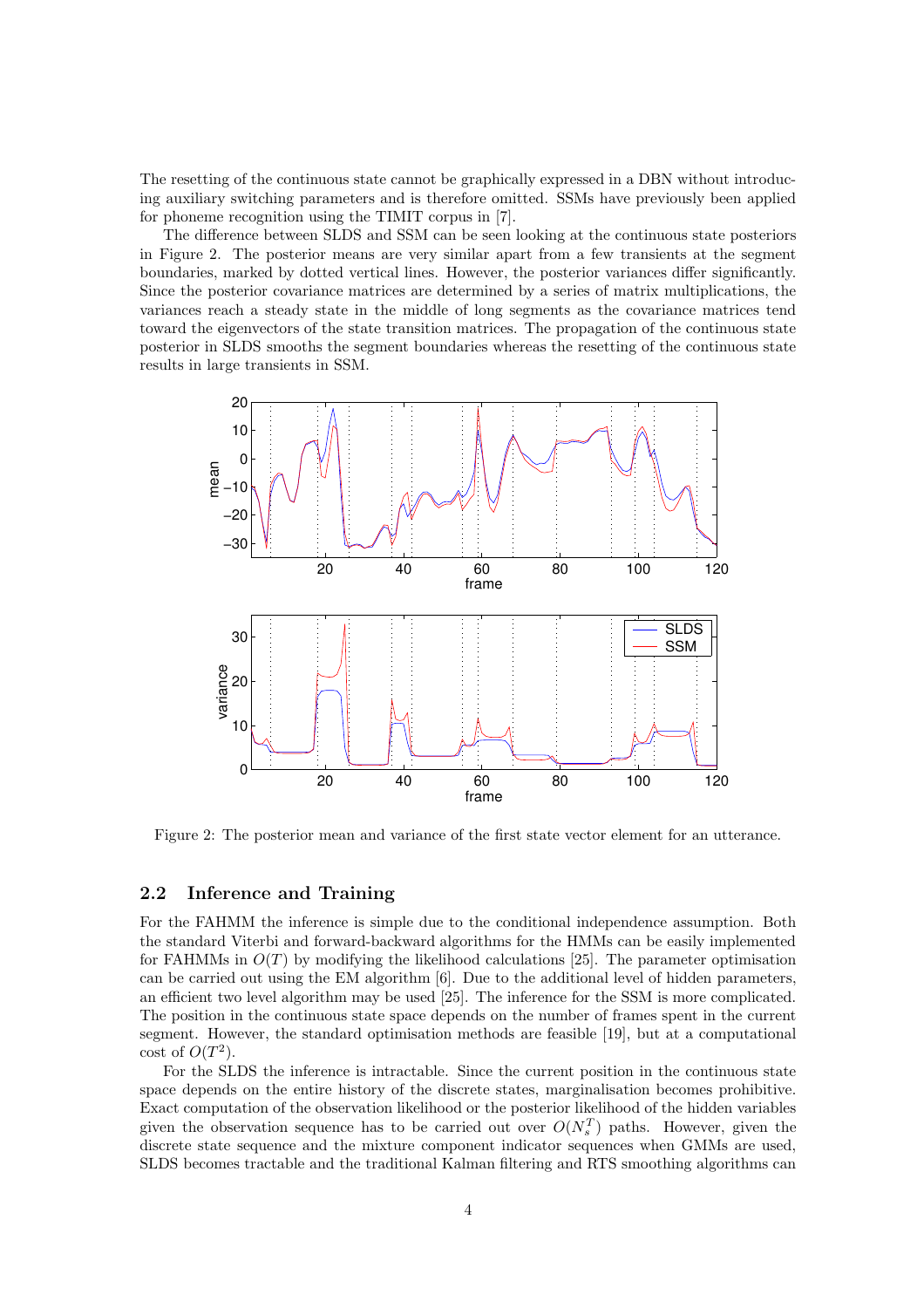The resetting of the continuous state cannot be graphically expressed in a DBN without introducing auxiliary switching parameters and is therefore omitted. SSMs have previously been applied for phoneme recognition using the TIMIT corpus in [7].

The difference between SLDS and SSM can be seen looking at the continuous state posteriors in Figure 2. The posterior means are very similar apart from a few transients at the segment boundaries, marked by dotted vertical lines. However, the posterior variances differ significantly. Since the posterior covariance matrices are determined by a series of matrix multiplications, the variances reach a steady state in the middle of long segments as the covariance matrices tend toward the eigenvectors of the state transition matrices. The propagation of the continuous state posterior in SLDS smooths the segment boundaries whereas the resetting of the continuous state results in large transients in SSM.

Figure 2: The posterior mean and variance of the first state vector element for an utterance.

## 2.2 Inference and Training

For the FAHMM the inference is simple due to the conditional independence assumption. Both the standard Viterbi and forward-backward algorithms for the HMMs can be easily implemented for FAHMMs in $O(T)$ by modifying the likelihood calculations [25]. The parameter optimisation can be carried out using the EM algorithm [6]. Due to the additional level of hidden parameters, an efficient two level algorithm may be used [25]. The inference for the SSM is more complicated. The position in the continuous state space depends on the number of frames spent in the current segment. However, the standard optimisation methods are feasible [19], but at a computational cost of $O(T^2)$.

For the SLDS the inference is intractable. Since the current position in the continuous state space depends on the entire history of the discrete states, marginalisation becomes prohibitive. Exact computation of the observation likelihood or the posterior likelihood of the hidden variables given the observation sequence has to be carried out over $O(N_s^T)$ paths. However, given the discrete state sequence and the mixture component indicator sequences when GMMs are used, SLDS becomes tractable and the traditional Kalman filtering and RTS smoothing algorithms can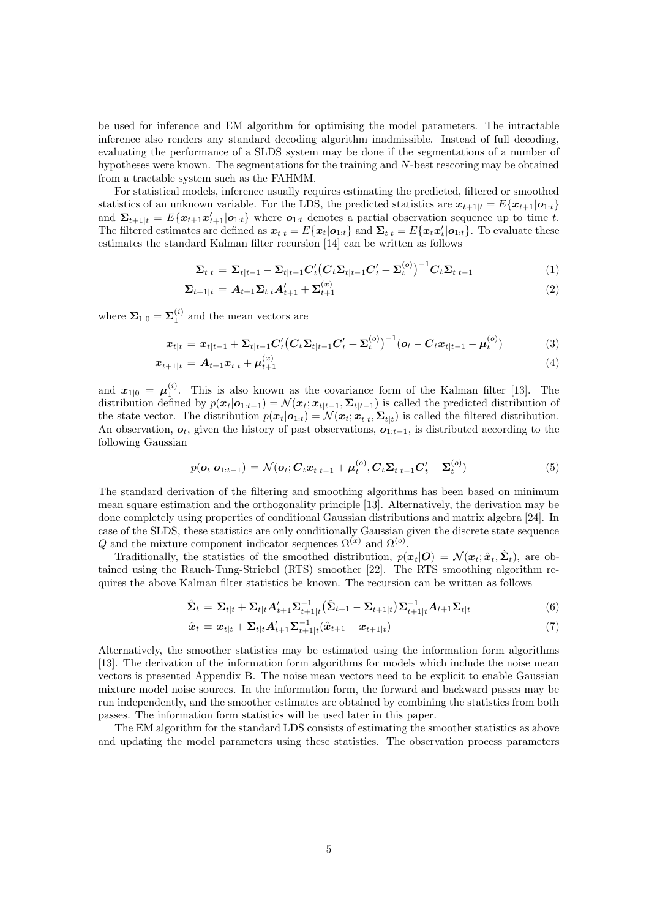be used for inference and EM algorithm for optimising the model parameters. The intractable inference also renders any standard decoding algorithm inadmissible. Instead of full decoding, evaluating the performance of a SLDS system may be done if the segmentations of a number of hypotheses were known. The segmentations for the training and $N$-best rescoring may be obtained from a tractable system such as the FAHMM.

For statistical models, inference usually requires estimating the predicted, filtered or smoothed statistics of an unknown variable. For the LDS, the predicted statistics are $\boldsymbol{x}_{t+1|t} = E\{\boldsymbol{x}_{t+1}|\boldsymbol{o}_{1:t}\}$ and $\boldsymbol{\Sigma}_{t+1|t} = E\{\boldsymbol{x}_{t+1}\boldsymbol{x}_{t+1}'|\boldsymbol{o}_{1:t}\}$ where $\boldsymbol{o}_{1:t}$ denotes a partial observation sequence up to time $t$. The filtered estimates are defined as $\boldsymbol{x}_{t|t} = E\{\boldsymbol{x}_t|\boldsymbol{o}_{1:t}\}$ and $\boldsymbol{\Sigma}_{t|t} = E\{\boldsymbol{x}_t\boldsymbol{x}_t'|\boldsymbol{o}_{1:t}\}$. To evaluate these estimates the standard Kalman filter recursion [14] can be written as follows

$$\boldsymbol{\Sigma}_{t|t} = \boldsymbol{\Sigma}_{t|t-1} - \boldsymbol{\Sigma}_{t|t-1}\boldsymbol{C}_t'\big(\boldsymbol{C}_t\boldsymbol{\Sigma}_{t|t-1}\boldsymbol{C}_t' + \boldsymbol{\Sigma}_t^{(o)}\big)^{-1}\boldsymbol{C}_t\boldsymbol{\Sigma}_{t|t-1} \tag{1}$$

$$\boldsymbol{\Sigma}_{t+1|t} = \boldsymbol{A}_{t+1}\boldsymbol{\Sigma}_{t|t}\boldsymbol{A}_{t+1}' + \boldsymbol{\Sigma}_{t+1}^{(x)} \tag{2}$$

where $\boldsymbol{\Sigma}_{1|0} = \boldsymbol{\Sigma}_1^{(i)}$ and the mean vectors are

$$\boldsymbol{x}_{t|t} = \boldsymbol{x}_{t|t-1} + \boldsymbol{\Sigma}_{t|t-1}\boldsymbol{C}_t'\big(\boldsymbol{C}_t\boldsymbol{\Sigma}_{t|t-1}\boldsymbol{C}_t' + \boldsymbol{\Sigma}_t^{(o)}\big)^{-1}(\boldsymbol{o}_t - \boldsymbol{C}_t\boldsymbol{x}_{t|t-1} - \boldsymbol{\mu}_t^{(o)}) \tag{3}$$

$$\boldsymbol{x}_{t+1|t} = \boldsymbol{A}_{t+1}\boldsymbol{x}_{t|t} + \boldsymbol{\mu}_{t+1}^{(x)} \tag{4}$$

and $\boldsymbol{x}_{1|0} = \boldsymbol{\mu}_1^{(i)}$. This is also known as the covariance form of the Kalman filter [13]. The distribution defined by $p(\boldsymbol{x}_t|\boldsymbol{o}_{1:t-1}) = \mathcal{N}(\boldsymbol{x}_t; \boldsymbol{x}_{t|t-1}, \boldsymbol{\Sigma}_{t|t-1})$ is called the predicted distribution of the state vector. The distribution $p(\boldsymbol{x}_t|\boldsymbol{o}_{1:t}) = \mathcal{N}(\boldsymbol{x}_t; \boldsymbol{x}_{t|t}, \boldsymbol{\Sigma}_{t|t})$ is called the filtered distribution. An observation, $\boldsymbol{o}_t$, given the history of past observations, $\boldsymbol{o}_{1:t-1}$, is distributed according to the following Gaussian

$$p(\boldsymbol{o}_t|\boldsymbol{o}_{1:t-1}) = \mathcal{N}(\boldsymbol{o}_t; \boldsymbol{C}_t\boldsymbol{x}_{t|t-1} + \boldsymbol{\mu}_t^{(o)}, \boldsymbol{C}_t\boldsymbol{\Sigma}_{t|t-1}\boldsymbol{C}_t' + \boldsymbol{\Sigma}_t^{(o)}) \tag{5}$$

The standard derivation of the filtering and smoothing algorithms has been based on minimum mean square estimation and the orthogonality principle [13]. Alternatively, the derivation may be done completely using properties of conditional Gaussian distributions and matrix algebra [24]. In case of the SLDS, these statistics are only conditionally Gaussian given the discrete state sequence $Q$ and the mixture component indicator sequences $\Omega^{(x)}$ and $\Omega^{(o)}$.

Traditionally, the statistics of the smoothed distribution, $p(\boldsymbol{x}_t|\boldsymbol{O}) = \mathcal{N}(\boldsymbol{x}_t; \hat{\boldsymbol{x}}_t, \hat{\boldsymbol{\Sigma}}_t)$, are obtained using the Rauch-Tung-Striebel (RTS) smoother [22]. The RTS smoothing algorithm requires the above Kalman filter statistics be known. The recursion can be written as follows

$$\hat{\boldsymbol{\Sigma}}_t = \boldsymbol{\Sigma}_{t|t} + \boldsymbol{\Sigma}_{t|t}\boldsymbol{A}_{t+1}'\boldsymbol{\Sigma}_{t+1|t}^{-1}\big(\hat{\boldsymbol{\Sigma}}_{t+1} - \boldsymbol{\Sigma}_{t+1|t}\big)\boldsymbol{\Sigma}_{t+1|t}^{-1}\boldsymbol{A}_{t+1}\boldsymbol{\Sigma}_{t|t} \tag{6}$$

$$\hat{\boldsymbol{x}}_t = \boldsymbol{x}_{t|t} + \boldsymbol{\Sigma}_{t|t}\boldsymbol{A}_{t+1}'\boldsymbol{\Sigma}_{t+1|t}^{-1}(\hat{\boldsymbol{x}}_{t+1} - \boldsymbol{x}_{t+1|t}) \tag{7}$$

Alternatively, the smoother statistics may be estimated using the information form algorithms [13]. The derivation of the information form algorithms for models which include the noise mean vectors is presented Appendix B. The noise mean vectors need to be explicit to enable Gaussian mixture model noise sources. In the information form, the forward and backward passes may be run independently, and the smoother estimates are obtained by combining the statistics from both passes. The information form statistics will be used later in this paper.

The EM algorithm for the standard LDS consists of estimating the smoother statistics as above and updating the model parameters using these statistics. The observation process parameters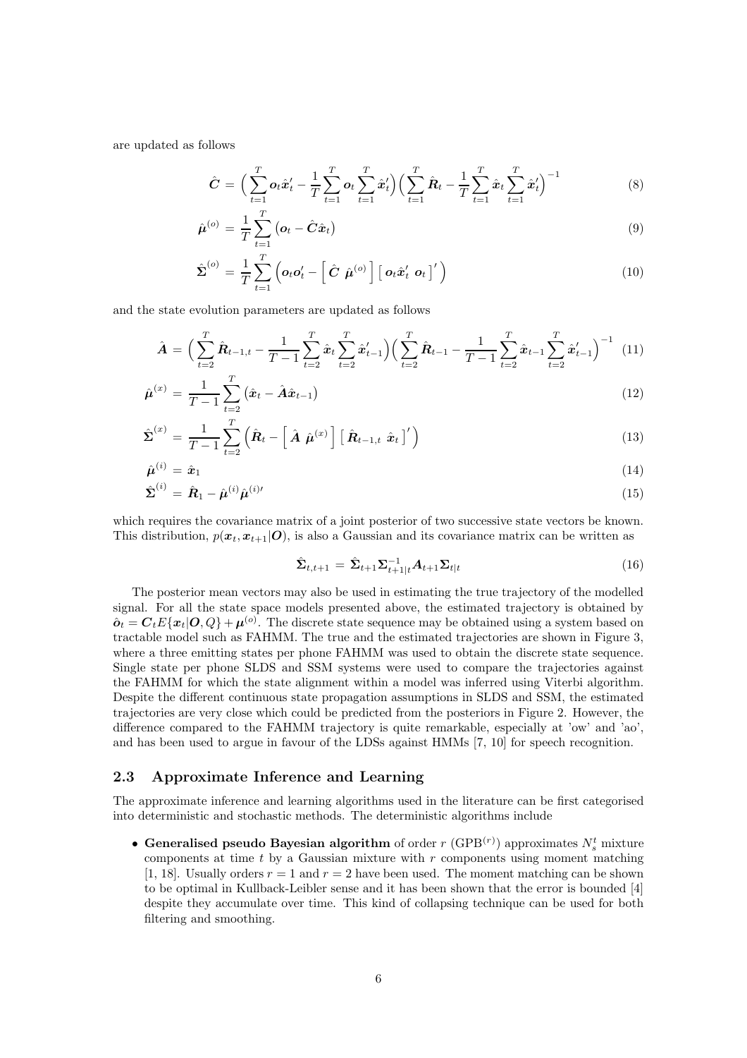are updated as follows

$$\hat{\boldsymbol{C}} = \Big(\sum_{t=1}^{T} \boldsymbol{o}_t \hat{\boldsymbol{x}}_t' - \frac{1}{T}\sum_{t=1}^{T} \boldsymbol{o}_t \sum_{t=1}^{T} \hat{\boldsymbol{x}}_t'\Big)\Big(\sum_{t=1}^{T} \hat{\boldsymbol{R}}_t - \frac{1}{T}\sum_{t=1}^{T} \hat{\boldsymbol{x}}_t \sum_{t=1}^{T} \hat{\boldsymbol{x}}_t'\Big)^{-1} \tag{8}$$

$$\hat{\boldsymbol{\mu}}^{(o)} = \frac{1}{T}\sum_{t=1}^{T} \big(\boldsymbol{o}_t - \hat{\boldsymbol{C}}\hat{\boldsymbol{x}}_t\big) \tag{9}$$

$$\hat{\boldsymbol{\Sigma}}^{(o)} = \frac{1}{T}\sum_{t=1}^{T} \Big(\boldsymbol{o}_t\boldsymbol{o}_t' - \big[\, \hat{\boldsymbol{C}} \;\; \hat{\boldsymbol{\mu}}^{(o)} \big] \big[\, \boldsymbol{o}_t\hat{\boldsymbol{x}}_t' \;\; \boldsymbol{o}_t \,\big]'\Big) \tag{10}$$

and the state evolution parameters are updated as follows

$$\hat{\boldsymbol{A}} = \Big(\sum_{t=2}^{T} \hat{\boldsymbol{R}}_{t-1,t} - \frac{1}{T-1}\sum_{t=2}^{T} \hat{\boldsymbol{x}}_t \sum_{t=2}^{T} \hat{\boldsymbol{x}}_{t-1}'\Big)\Big(\sum_{t=2}^{T} \hat{\boldsymbol{R}}_{t-1} - \frac{1}{T-1}\sum_{t=2}^{T} \hat{\boldsymbol{x}}_{t-1} \sum_{t=2}^{T} \hat{\boldsymbol{x}}_{t-1}'\Big)^{-1} \tag{11}$$

$$\hat{\boldsymbol{\mu}}^{(x)} = \frac{1}{T-1}\sum_{t=2}^{T} \big(\hat{\boldsymbol{x}}_t - \hat{\boldsymbol{A}}\hat{\boldsymbol{x}}_{t-1}\big) \tag{12}$$

$$\hat{\boldsymbol{\Sigma}}^{(x)} = \frac{1}{T-1}\sum_{t=2}^{T} \Big(\hat{\boldsymbol{R}}_t - \big[\, \hat{\boldsymbol{A}} \;\; \hat{\boldsymbol{\mu}}^{(x)} \big] \big[\, \hat{\boldsymbol{R}}_{t-1,t} \;\; \hat{\boldsymbol{x}}_t \,\big]'\Big) \tag{13}$$

$$\hat{\boldsymbol{\mu}}^{(i)} = \hat{\boldsymbol{x}}_1 \tag{14}$$

$$\hat{\boldsymbol{\Sigma}}^{(i)} = \hat{\boldsymbol{R}}_1 - \hat{\boldsymbol{\mu}}^{(i)}\hat{\boldsymbol{\mu}}^{(i)\prime} \tag{15}$$

which requires the covariance matrix of a joint posterior of two successive state vectors be known. This distribution, $p(\boldsymbol{x}_t, \boldsymbol{x}_{t+1}|\boldsymbol{O})$, is also a Gaussian and its covariance matrix can be written as

$$\hat{\boldsymbol{\Sigma}}_{t,t+1} = \hat{\boldsymbol{\Sigma}}_{t+1}\boldsymbol{\Sigma}_{t+1|t}^{-1}\boldsymbol{A}_{t+1}\boldsymbol{\Sigma}_{t|t} \tag{16}$$

The posterior mean vectors may also be used in estimating the true trajectory of the modelled signal. For all the state space models presented above, the estimated trajectory is obtained by $\hat{\boldsymbol{o}}_t = \boldsymbol{C}_t E\{\boldsymbol{x}_t|\boldsymbol{O}, Q\} + \boldsymbol{\mu}^{(o)}$. The discrete state sequence may be obtained using a system based on tractable model such as FAHMM. The true and the estimated trajectories are shown in Figure 3, where a three emitting states per phone FAHMM was used to obtain the discrete state sequence. Single state per phone SLDS and SSM systems were used to compare the trajectories against the FAHMM for which the state alignment within a model was inferred using Viterbi algorithm. Despite the different continuous state propagation assumptions in SLDS and SSM, the estimated trajectories are very close which could be predicted from the posteriors in Figure 2. However, the difference compared to the FAHMM trajectory is quite remarkable, especially at 'ow' and 'ao', and has been used to argue in favour of the LDSs against HMMs [7, 10] for speech recognition.

## 2.3 Approximate Inference and Learning

The approximate inference and learning algorithms used in the literature can be first categorised into deterministic and stochastic methods. The deterministic algorithms include

- **Generalised pseudo Bayesian algorithm** of order $r$ (GPB$^{(r)}$) approximates $N_s^t$ mixture components at time $t$ by a Gaussian mixture with $r$ components using moment matching [1, 18]. Usually orders $r = 1$ and $r = 2$ have been used. The moment matching can be shown to be optimal in Kullback-Leibler sense and it has been shown that the error is bounded [4] despite they accumulate over time. This kind of collapsing technique can be used for both filtering and smoothing.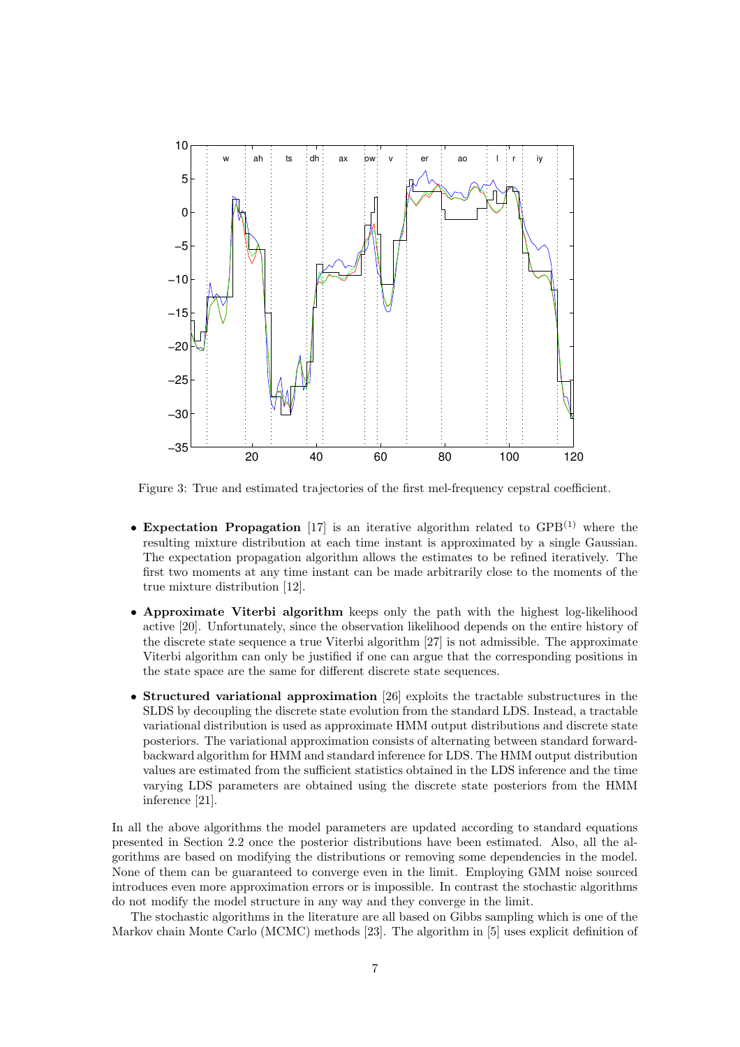Figure 3: True and estimated trajectories of the first mel-frequency cepstral coefficient.

- **Expectation Propagation** [17] is an iterative algorithm related to $\text{GPB}^{(1)}$ where the resulting mixture distribution at each time instant is approximated by a single Gaussian. The expectation propagation algorithm allows the estimates to be refined iteratively. The first two moments at any time instant can be made arbitrarily close to the moments of the true mixture distribution [12].
- **Approximate Viterbi algorithm** keeps only the path with the highest log-likelihood active [20]. Unfortunately, since the observation likelihood depends on the entire history of the discrete state sequence a true Viterbi algorithm [27] is not admissible. The approximate Viterbi algorithm can only be justified if one can argue that the corresponding positions in the state space are the same for different discrete state sequences.
- **Structured variational approximation** [26] exploits the tractable substructures in the SLDS by decoupling the discrete state evolution from the standard LDS. Instead, a tractable variational distribution is used as approximate HMM output distributions and discrete state posteriors. The variational approximation consists of alternating between standard forward-backward algorithm for HMM and standard inference for LDS. The HMM output distribution values are estimated from the sufficient statistics obtained in the LDS inference and the time varying LDS parameters are obtained using the discrete state posteriors from the HMM inference [21].

In all the above algorithms the model parameters are updated according to standard equations presented in Section 2.2 once the posterior distributions have been estimated. Also, all the algorithms are based on modifying the distributions or removing some dependencies in the model. None of them can be guaranteed to converge even in the limit. Employing GMM noise sourced introduces even more approximation errors or is impossible. In contrast the stochastic algorithms do not modify the model structure in any way and they converge in the limit.

The stochastic algorithms in the literature are all based on Gibbs sampling which is one of the Markov chain Monte Carlo (MCMC) methods [23]. The algorithm in [5] uses explicit definition of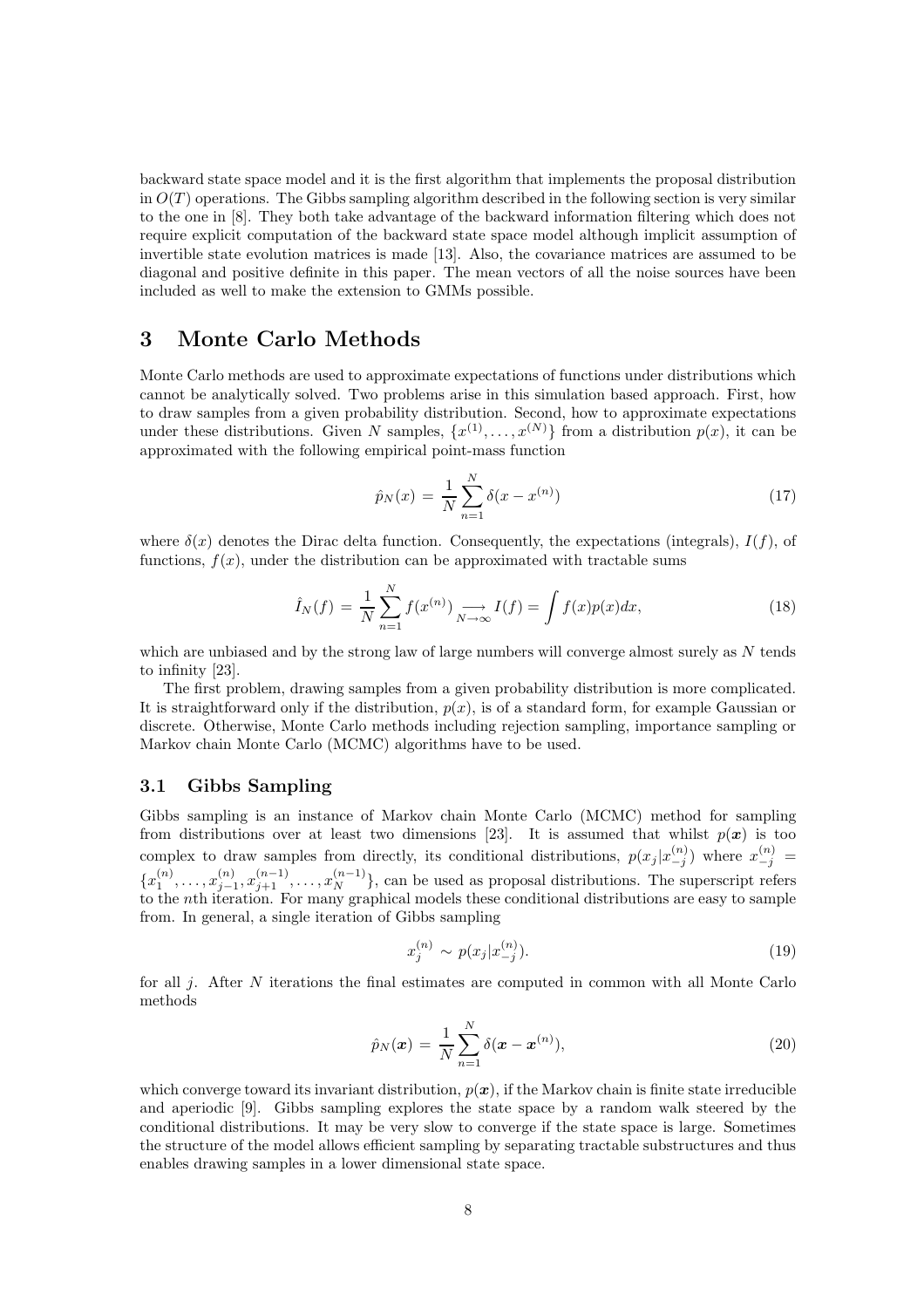backward state space model and it is the first algorithm that implements the proposal distribution in $O(T)$ operations. The Gibbs sampling algorithm described in the following section is very similar to the one in [8]. They both take advantage of the backward information filtering which does not require explicit computation of the backward state space model although implicit assumption of invertible state evolution matrices is made [13]. Also, the covariance matrices are assumed to be diagonal and positive definite in this paper. The mean vectors of all the noise sources have been included as well to make the extension to GMMs possible.

# 3 Monte Carlo Methods

Monte Carlo methods are used to approximate expectations of functions under distributions which cannot be analytically solved. Two problems arise in this simulation based approach. First, how to draw samples from a given probability distribution. Second, how to approximate expectations under these distributions. Given $N$ samples, $\{x^{(1)}, \dots, x^{(N)}\}$ from a distribution $p(x)$, it can be approximated with the following empirical point-mass function

$$\hat{p}_N(x) = \frac{1}{N} \sum_{n=1}^{N} \delta(x - x^{(n)}) \tag{17}$$

where $\delta(x)$ denotes the Dirac delta function. Consequently, the expectations (integrals), $I(f)$, of functions, $f(x)$, under the distribution can be approximated with tractable sums

$$\hat{I}_N(f) = \frac{1}{N} \sum_{n=1}^{N} f(x^{(n)}) \underset{N \to \infty}{\longrightarrow} I(f) = \int f(x) p(x) dx, \tag{18}$$

which are unbiased and by the strong law of large numbers will converge almost surely as $N$ tends to infinity [23].

The first problem, drawing samples from a given probability distribution is more complicated. It is straightforward only if the distribution, $p(x)$, is of a standard form, for example Gaussian or discrete. Otherwise, Monte Carlo methods including rejection sampling, importance sampling or Markov chain Monte Carlo (MCMC) algorithms have to be used.

## 3.1 Gibbs Sampling

Gibbs sampling is an instance of Markov chain Monte Carlo (MCMC) method for sampling from distributions over at least two dimensions [23]. It is assumed that whilst $p(\boldsymbol{x})$ is too complex to draw samples from directly, its conditional distributions, $p(x_j|x_{-j}^{(n)})$ where $x_{-j}^{(n)} = \{x_1^{(n)}, \dots, x_{j-1}^{(n)}, x_{j+1}^{(n-1)}, \dots, x_N^{(n-1)}\}$, can be used as proposal distributions. The superscript refers to the $n$th iteration. For many graphical models these conditional distributions are easy to sample from. In general, a single iteration of Gibbs sampling

$$x_j^{(n)} \sim p(x_j|x_{-j}^{(n)}). \tag{19}$$

for all $j$. After $N$ iterations the final estimates are computed in common with all Monte Carlo methods

$$\hat{p}_N(\boldsymbol{x}) = \frac{1}{N} \sum_{n=1}^{N} \delta(\boldsymbol{x} - \boldsymbol{x}^{(n)}), \tag{20}$$

which converge toward its invariant distribution, $p(\boldsymbol{x})$, if the Markov chain is finite state irreducible and aperiodic [9]. Gibbs sampling explores the state space by a random walk steered by the conditional distributions. It may be very slow to converge if the state space is large. Sometimes the structure of the model allows efficient sampling by separating tractable substructures and thus enables drawing samples in a lower dimensional state space.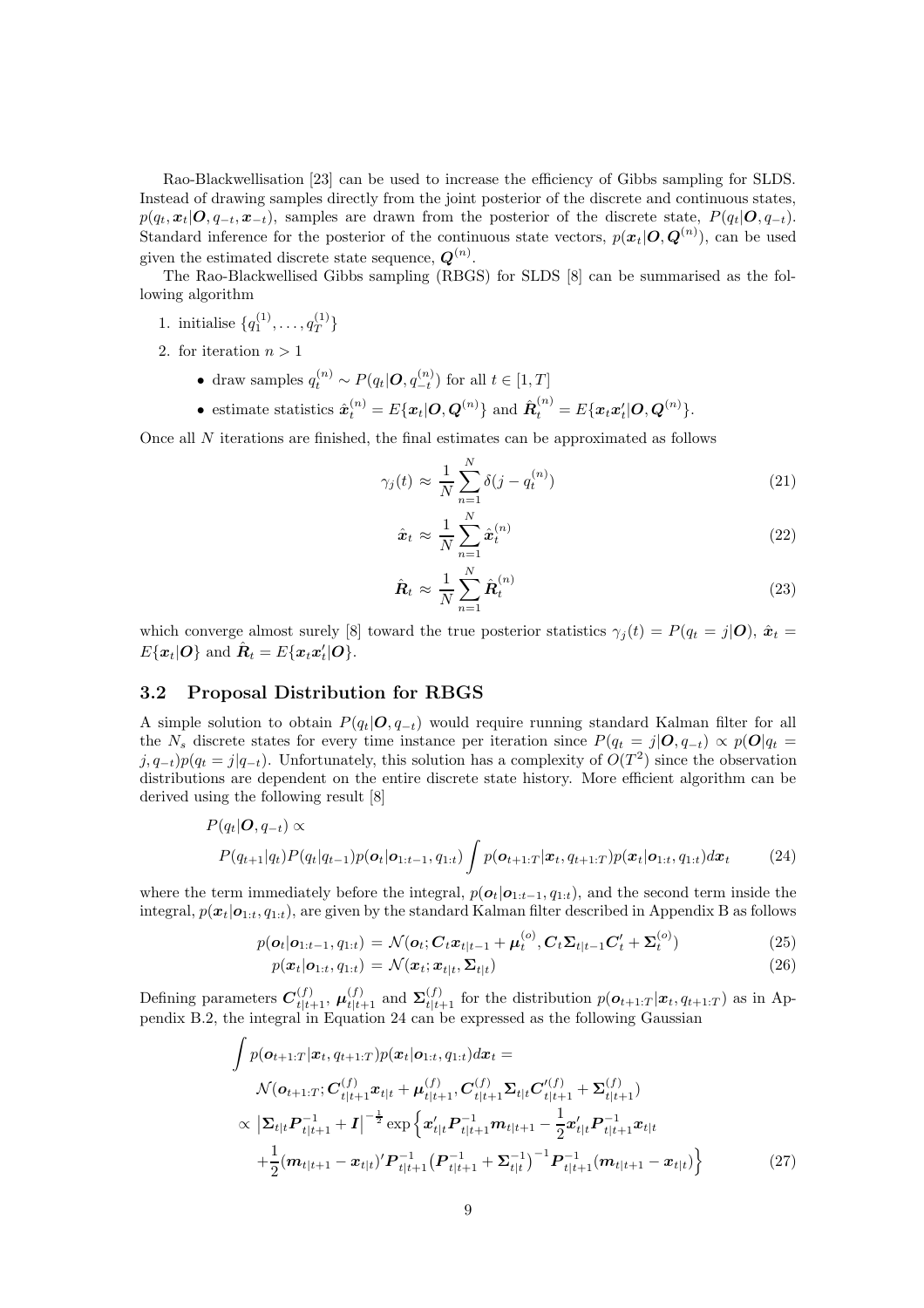Rao-Blackwellisation [23] can be used to increase the efficiency of Gibbs sampling for SLDS. Instead of drawing samples directly from the joint posterior of the discrete and continuous states, $p(q_t, \boldsymbol{x}_t | \boldsymbol{O}, q_{-t}, \boldsymbol{x}_{-t})$, samples are drawn from the posterior of the discrete state, $P(q_t | \boldsymbol{O}, q_{-t})$. Standard inference for the posterior of the continuous state vectors, $p(\boldsymbol{x}_t | \boldsymbol{O}, \boldsymbol{Q}^{(n)})$, can be used given the estimated discrete state sequence, $\boldsymbol{Q}^{(n)}$.

The Rao-Blackwellised Gibbs sampling (RBGS) for SLDS [8] can be summarised as the following algorithm

1. initialise $\{q_1^{(1)}, \ldots, q_T^{(1)}\}$
2. for iteration $n > 1$
   - draw samples $q_t^{(n)} \sim P(q_t | \boldsymbol{O}, q_{-t}^{(n)})$ for all $t \in [1, T]$
   - estimate statistics $\hat{\boldsymbol{x}}_t^{(n)} = E\{\boldsymbol{x}_t | \boldsymbol{O}, \boldsymbol{Q}^{(n)}\}$ and $\hat{\boldsymbol{R}}_t^{(n)} = E\{\boldsymbol{x}_t \boldsymbol{x}_t' | \boldsymbol{O}, \boldsymbol{Q}^{(n)}\}$.

Once all $N$ iterations are finished, the final estimates can be approximated as follows

$$\gamma_j(t) \approx \frac{1}{N} \sum_{n=1}^{N} \delta(j - q_t^{(n)}) \tag{21}$$

$$\hat{\boldsymbol{x}}_t \approx \frac{1}{N} \sum_{n=1}^{N} \hat{\boldsymbol{x}}_t^{(n)} \tag{22}$$

$$\hat{\boldsymbol{R}}_t \approx \frac{1}{N} \sum_{n=1}^{N} \hat{\boldsymbol{R}}_t^{(n)} \tag{23}$$

which converge almost surely [8] toward the true posterior statistics $\gamma_j(t) = P(q_t = j | \boldsymbol{O})$, $\hat{\boldsymbol{x}}_t = E\{\boldsymbol{x}_t | \boldsymbol{O}\}$ and $\hat{\boldsymbol{R}}_t = E\{\boldsymbol{x}_t \boldsymbol{x}_t' | \boldsymbol{O}\}$.

### 3.2 Proposal Distribution for RBGS

A simple solution to obtain $P(q_t | \boldsymbol{O}, q_{-t})$ would require running standard Kalman filter for all the $N_s$ discrete states for every time instance per iteration since $P(q_t = j | \boldsymbol{O}, q_{-t}) \propto p(\boldsymbol{O} | q_t = j, q_{-t}) p(q_t = j | q_{-t})$. Unfortunately, this solution has a complexity of $O(T^2)$ since the observation distributions are dependent on the entire discrete state history. More efficient algorithm can be derived using the following result [8]

$$P(q_t | \boldsymbol{O}, q_{-t}) \propto$$
$$P(q_{t+1} | q_t) P(q_t | q_{t-1}) p(\boldsymbol{o}_t | \boldsymbol{o}_{1:t-1}, q_{1:t}) \int p(\boldsymbol{o}_{t+1:T} | \boldsymbol{x}_t, q_{t+1:T}) p(\boldsymbol{x}_t | \boldsymbol{o}_{1:t}, q_{1:t}) d\boldsymbol{x}_t \tag{24}$$

where the term immediately before the integral, $p(\boldsymbol{o}_t | \boldsymbol{o}_{1:t-1}, q_{1:t})$, and the second term inside the integral, $p(\boldsymbol{x}_t | \boldsymbol{o}_{1:t}, q_{1:t})$, are given by the standard Kalman filter described in Appendix B as follows

$$p(\boldsymbol{o}_t | \boldsymbol{o}_{1:t-1}, q_{1:t}) = \mathcal{N}(\boldsymbol{o}_t; \boldsymbol{C}_t \boldsymbol{x}_{t|t-1} + \boldsymbol{\mu}_t^{(o)}, \boldsymbol{C}_t \boldsymbol{\Sigma}_{t|t-1} \boldsymbol{C}_t' + \boldsymbol{\Sigma}_t^{(o)}) \tag{25}$$

$$p(\boldsymbol{x}_t | \boldsymbol{o}_{1:t}, q_{1:t}) = \mathcal{N}(\boldsymbol{x}_t; \boldsymbol{x}_{t|t}, \boldsymbol{\Sigma}_{t|t}) \tag{26}$$

Defining parameters $\boldsymbol{C}_{t|t+1}^{(f)}$, $\boldsymbol{\mu}_{t|t+1}^{(f)}$ and $\boldsymbol{\Sigma}_{t|t+1}^{(f)}$ for the distribution $p(\boldsymbol{o}_{t+1:T} | \boldsymbol{x}_t, q_{t+1:T})$ as in Appendix B.2, the integral in Equation 24 can be expressed as the following Gaussian

$$\begin{aligned}
&\int p(\boldsymbol{o}_{t+1:T} | \boldsymbol{x}_t, q_{t+1:T}) p(\boldsymbol{x}_t | \boldsymbol{o}_{1:t}, q_{1:t}) d\boldsymbol{x}_t = \\
&\quad \mathcal{N}(\boldsymbol{o}_{t+1:T}; \boldsymbol{C}_{t|t+1}^{(f)} \boldsymbol{x}_{t|t} + \boldsymbol{\mu}_{t|t+1}^{(f)}, \boldsymbol{C}_{t|t+1}^{(f)} \boldsymbol{\Sigma}_{t|t} \boldsymbol{C}_{t|t+1}^{\prime(f)} + \boldsymbol{\Sigma}_{t|t+1}^{(f)}) \\
&\propto \left| \boldsymbol{\Sigma}_{t|t} \boldsymbol{P}_{t|t+1}^{-1} + \boldsymbol{I} \right|^{-\frac{1}{2}} \exp\Big\{ \boldsymbol{x}_{t|t}' \boldsymbol{P}_{t|t+1}^{-1} \boldsymbol{m}_{t|t+1} - \frac{1}{2} \boldsymbol{x}_{t|t}' \boldsymbol{P}_{t|t+1}^{-1} \boldsymbol{x}_{t|t} \\
&\quad + \frac{1}{2} (\boldsymbol{m}_{t|t+1} - \boldsymbol{x}_{t|t})' \boldsymbol{P}_{t|t+1}^{-1} \big( \boldsymbol{P}_{t|t+1}^{-1} + \boldsymbol{\Sigma}_{t|t}^{-1} \big)^{-1} \boldsymbol{P}_{t|t+1}^{-1} (\boldsymbol{m}_{t|t+1} - \boldsymbol{x}_{t|t}) \Big\}
\end{aligned} \tag{27}$$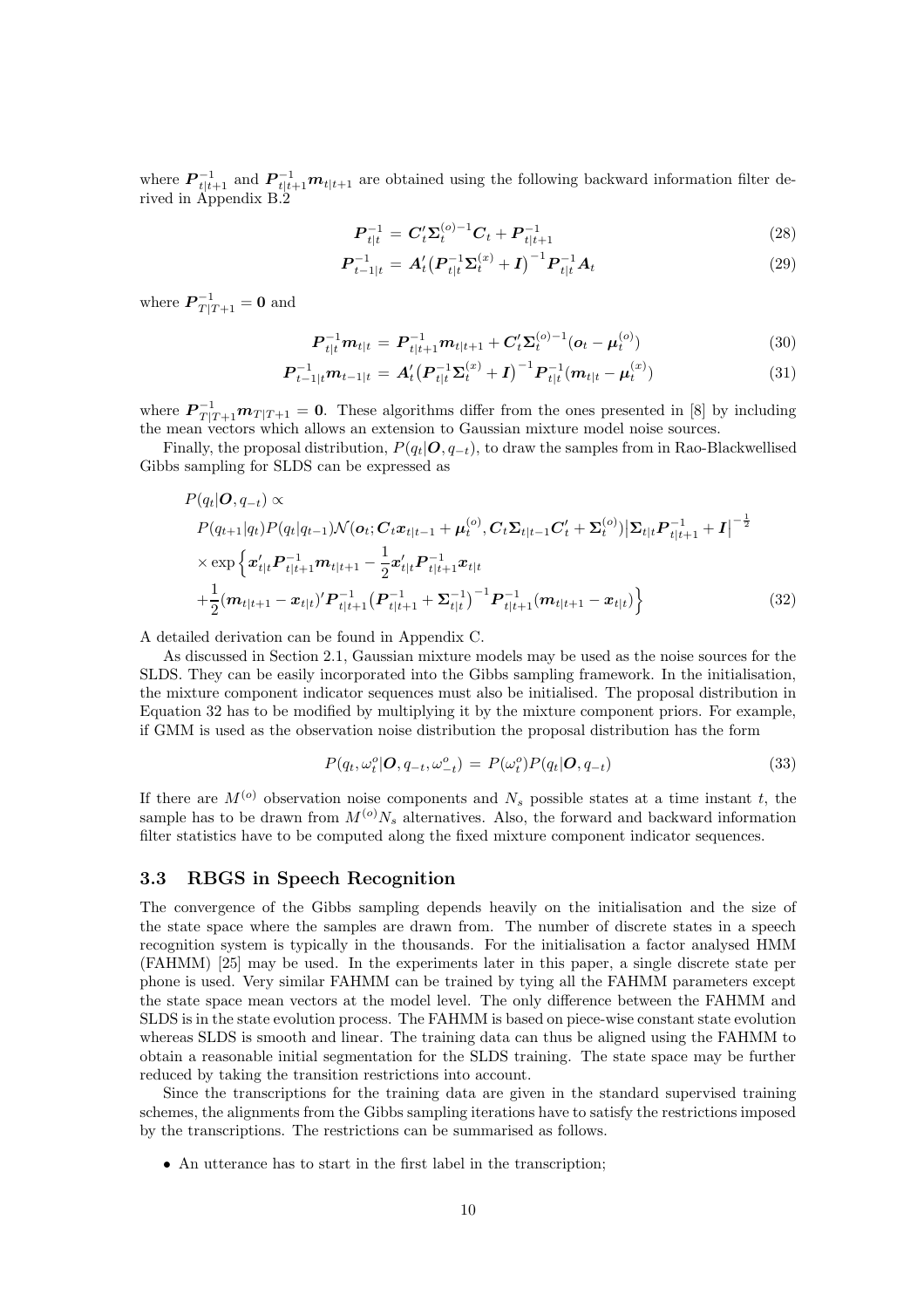where $\boldsymbol{P}_{t|t+1}^{-1}$ and $\boldsymbol{P}_{t|t+1}^{-1}\boldsymbol{m}_{t|t+1}$ are obtained using the following backward information filter derived in Appendix B.2

$$\boldsymbol{P}_{t|t}^{-1} = \boldsymbol{C}_t'\boldsymbol{\Sigma}_t^{(o)-1}\boldsymbol{C}_t + \boldsymbol{P}_{t|t+1}^{-1} \tag{28}$$

$$\boldsymbol{P}_{t-1|t}^{-1} = \boldsymbol{A}_t'\big(\boldsymbol{P}_{t|t}^{-1}\boldsymbol{\Sigma}_t^{(x)} + \boldsymbol{I}\big)^{-1}\boldsymbol{P}_{t|t}^{-1}\boldsymbol{A}_t \tag{29}$$

where $\boldsymbol{P}_{T|T+1}^{-1} = \boldsymbol{0}$ and

$$\boldsymbol{P}_{t|t}^{-1}\boldsymbol{m}_{t|t} = \boldsymbol{P}_{t|t+1}^{-1}\boldsymbol{m}_{t|t+1} + \boldsymbol{C}_t'\boldsymbol{\Sigma}_t^{(o)-1}(\boldsymbol{o}_t - \boldsymbol{\mu}_t^{(o)}) \tag{30}$$

$$\boldsymbol{P}_{t-1|t}^{-1}\boldsymbol{m}_{t-1|t} = \boldsymbol{A}_t'\big(\boldsymbol{P}_{t|t}^{-1}\boldsymbol{\Sigma}_t^{(x)} + \boldsymbol{I}\big)^{-1}\boldsymbol{P}_{t|t}^{-1}(\boldsymbol{m}_{t|t} - \boldsymbol{\mu}_t^{(x)}) \tag{31}$$

where $\boldsymbol{P}_{T|T+1}^{-1}\boldsymbol{m}_{T|T+1} = \boldsymbol{0}$. These algorithms differ from the ones presented in [8] by including the mean vectors which allows an extension to Gaussian mixture model noise sources.

Finally, the proposal distribution, $P(q_t|\boldsymbol{O}, q_{-t})$, to draw the samples from in Rao-Blackwellised Gibbs sampling for SLDS can be expressed as

$$\begin{aligned}
&P(q_t|\boldsymbol{O}, q_{-t}) \propto \\
&\quad P(q_{t+1}|q_t)P(q_t|q_{t-1})\mathcal{N}(\boldsymbol{o}_t; \boldsymbol{C}_t\boldsymbol{x}_{t|t-1} + \boldsymbol{\mu}_t^{(o)}, \boldsymbol{C}_t\boldsymbol{\Sigma}_{t|t-1}\boldsymbol{C}_t' + \boldsymbol{\Sigma}_t^{(o)})\big|\boldsymbol{\Sigma}_{t|t}\boldsymbol{P}_{t|t+1}^{-1} + \boldsymbol{I}\big|^{-\frac{1}{2}} \\
&\quad \times \exp\Big\{\boldsymbol{x}_{t|t}'\boldsymbol{P}_{t|t+1}^{-1}\boldsymbol{m}_{t|t+1} - \frac{1}{2}\boldsymbol{x}_{t|t}'\boldsymbol{P}_{t|t+1}^{-1}\boldsymbol{x}_{t|t} \\
&\quad + \frac{1}{2}(\boldsymbol{m}_{t|t+1} - \boldsymbol{x}_{t|t})'\boldsymbol{P}_{t|t+1}^{-1}\big(\boldsymbol{P}_{t|t+1}^{-1} + \boldsymbol{\Sigma}_{t|t}^{-1}\big)^{-1}\boldsymbol{P}_{t|t+1}^{-1}(\boldsymbol{m}_{t|t+1} - \boldsymbol{x}_{t|t})\Big\}
\end{aligned} \tag{32}$$

A detailed derivation can be found in Appendix C.

As discussed in Section 2.1, Gaussian mixture models may be used as the noise sources for the SLDS. They can be easily incorporated into the Gibbs sampling framework. In the initialisation, the mixture component indicator sequences must also be initialised. The proposal distribution in Equation 32 has to be modified by multiplying it by the mixture component priors. For example, if GMM is used as the observation noise distribution the proposal distribution has the form

$$P(q_t, \omega_t^o|\boldsymbol{O}, q_{-t}, \omega_{-t}^o) = P(\omega_t^o)P(q_t|\boldsymbol{O}, q_{-t}) \tag{33}$$

If there are $M^{(o)}$ observation noise components and $N_s$ possible states at a time instant $t$, the sample has to be drawn from $M^{(o)}N_s$ alternatives. Also, the forward and backward information filter statistics have to be computed along the fixed mixture component indicator sequences.

### 3.3 RBGS in Speech Recognition

The convergence of the Gibbs sampling depends heavily on the initialisation and the size of the state space where the samples are drawn from. The number of discrete states in a speech recognition system is typically in the thousands. For the initialisation a factor analysed HMM (FAHMM) [25] may be used. In the experiments later in this paper, a single discrete state per phone is used. Very similar FAHMM can be trained by tying all the FAHMM parameters except the state space mean vectors at the model level. The only difference between the FAHMM and SLDS is in the state evolution process. The FAHMM is based on piece-wise constant state evolution whereas SLDS is smooth and linear. The training data can thus be aligned using the FAHMM to obtain a reasonable initial segmentation for the SLDS training. The state space may be further reduced by taking the transition restrictions into account.

Since the transcriptions for the training data are given in the standard supervised training schemes, the alignments from the Gibbs sampling iterations have to satisfy the restrictions imposed by the transcriptions. The restrictions can be summarised as follows.

- An utterance has to start in the first label in the transcription;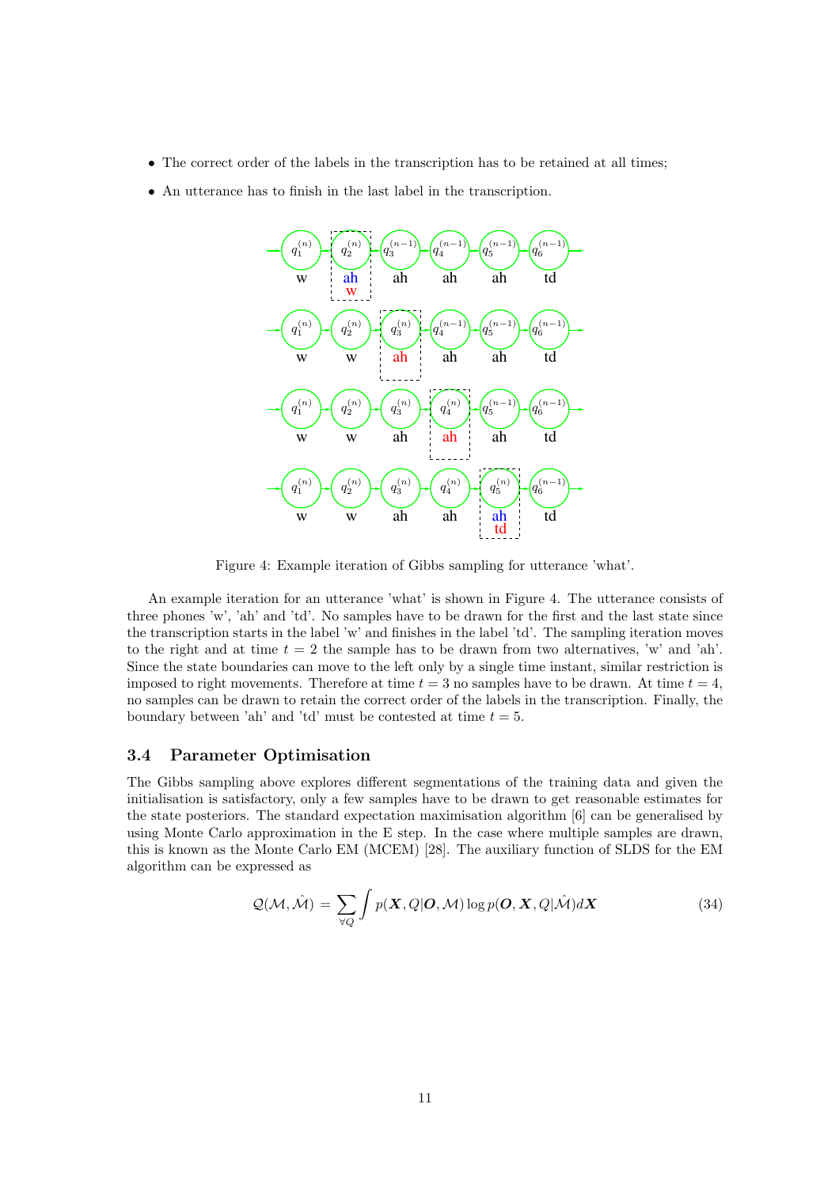- The correct order of the labels in the transcription has to be retained at all times;
- An utterance has to finish in the last label in the transcription.

Figure 4: Example iteration of Gibbs sampling for utterance 'what'.

An example iteration for an utterance 'what' is shown in Figure 4. The utterance consists of three phones 'w', 'ah' and 'td'. No samples have to be drawn for the first and the last state since the transcription starts in the label 'w' and finishes in the label 'td'. The sampling iteration moves to the right and at time $t = 2$ the sample has to be drawn from two alternatives, 'w' and 'ah'. Since the state boundaries can move to the left only by a single time instant, similar restriction is imposed to right movements. Therefore at time $t = 3$ no samples have to be drawn. At time $t = 4$, no samples can be drawn to retain the correct order of the labels in the transcription. Finally, the boundary between 'ah' and 'td' must be contested at time $t = 5$.

### 3.4 Parameter Optimisation

The Gibbs sampling above explores different segmentations of the training data and given the initialisation is satisfactory, only a few samples have to be drawn to get reasonable estimates for the state posteriors. The standard expectation maximisation algorithm [6] can be generalised by using Monte Carlo approximation in the E step. In the case where multiple samples are drawn, this is known as the Monte Carlo EM (MCEM) [28]. The auxiliary function of SLDS for the EM algorithm can be expressed as

$$\mathcal{Q}(\mathcal{M}, \hat{\mathcal{M}}) = \sum_{\forall Q} \int p(\boldsymbol{X}, Q|\boldsymbol{O}, \mathcal{M}) \log p(\boldsymbol{O}, \boldsymbol{X}, Q|\hat{\mathcal{M}}) d\boldsymbol{X} \tag{34}$$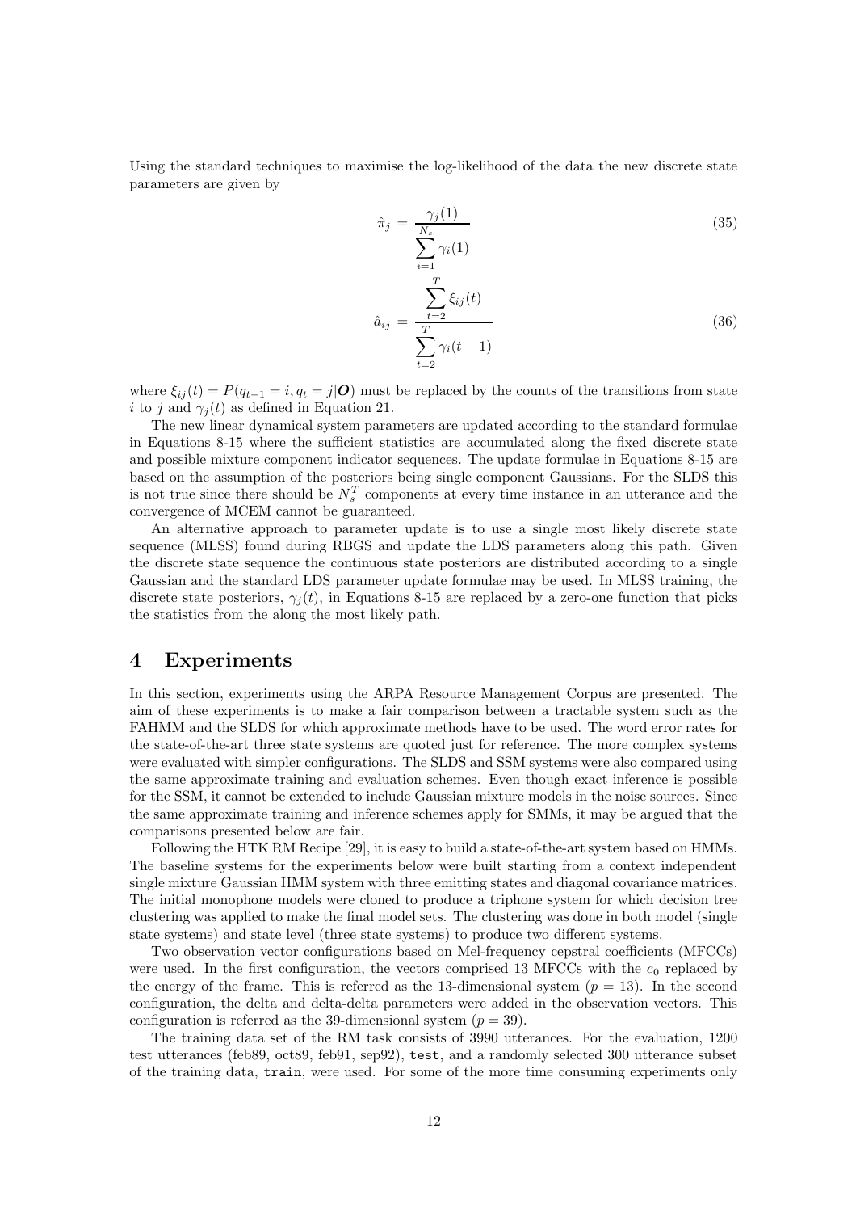Using the standard techniques to maximise the log-likelihood of the data the new discrete state parameters are given by

$$\hat{\pi}_j = \frac{\gamma_j(1)}{\sum_{i=1}^{N_s} \gamma_i(1)} \tag{35}$$

$$\hat{a}_{ij} = \frac{\sum_{t=2}^{T} \xi_{ij}(t)}{\sum_{t=2}^{T} \gamma_i(t-1)} \tag{36}$$

where $\xi_{ij}(t) = P(q_{t-1} = i, q_t = j|\boldsymbol{O})$ must be replaced by the counts of the transitions from state $i$ to $j$ and $\gamma_j(t)$ as defined in Equation 21.

The new linear dynamical system parameters are updated according to the standard formulae in Equations 8-15 where the sufficient statistics are accumulated along the fixed discrete state and possible mixture component indicator sequences. The update formulae in Equations 8-15 are based on the assumption of the posteriors being single component Gaussians. For the SLDS this is not true since there should be $N_s^T$ components at every time instance in an utterance and the convergence of MCEM cannot be guaranteed.

An alternative approach to parameter update is to use a single most likely discrete state sequence (MLSS) found during RBGS and update the LDS parameters along this path. Given the discrete state sequence the continuous state posteriors are distributed according to a single Gaussian and the standard LDS parameter update formulae may be used. In MLSS training, the discrete state posteriors, $\gamma_j(t)$, in Equations 8-15 are replaced by a zero-one function that picks the statistics from the along the most likely path.

# 4 Experiments

In this section, experiments using the ARPA Resource Management Corpus are presented. The aim of these experiments is to make a fair comparison between a tractable system such as the FAHMM and the SLDS for which approximate methods have to be used. The word error rates for the state-of-the-art three state systems are quoted just for reference. The more complex systems were evaluated with simpler configurations. The SLDS and SSM systems were also compared using the same approximate training and evaluation schemes. Even though exact inference is possible for the SSM, it cannot be extended to include Gaussian mixture models in the noise sources. Since the same approximate training and inference schemes apply for SMMs, it may be argued that the comparisons presented below are fair.

Following the HTK RM Recipe [29], it is easy to build a state-of-the-art system based on HMMs. The baseline systems for the experiments below were built starting from a context independent single mixture Gaussian HMM system with three emitting states and diagonal covariance matrices. The initial monophone models were cloned to produce a triphone system for which decision tree clustering was applied to make the final model sets. The clustering was done in both model (single state systems) and state level (three state systems) to produce two different systems.

Two observation vector configurations based on Mel-frequency cepstral coefficients (MFCCs) were used. In the first configuration, the vectors comprised 13 MFCCs with the $c_0$ replaced by the energy of the frame. This is referred as the 13-dimensional system ($p = 13$). In the second configuration, the delta and delta-delta parameters were added in the observation vectors. This configuration is referred as the 39-dimensional system ($p = 39$).

The training data set of the RM task consists of 3990 utterances. For the evaluation, 1200 test utterances (feb89, oct89, feb91, sep92), `test`, and a randomly selected 300 utterance subset of the training data, `train`, were used. For some of the more time consuming experiments only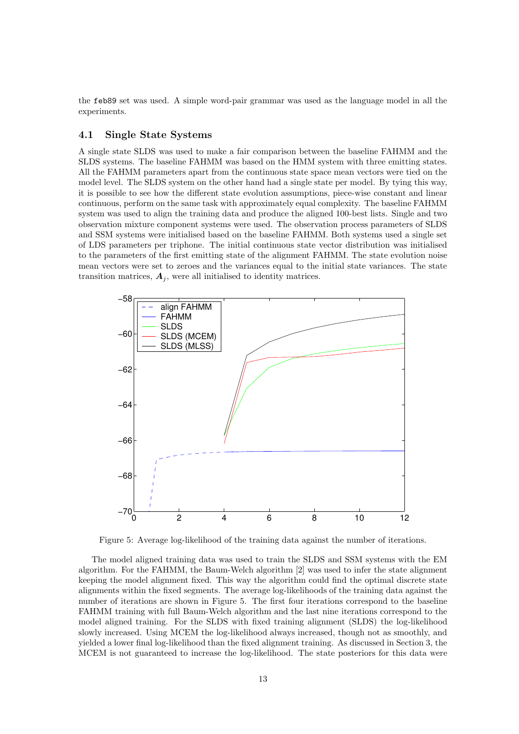the feb89 set was used. A simple word-pair grammar was used as the language model in all the experiments.

### 4.1 Single State Systems

A single state SLDS was used to make a fair comparison between the baseline FAHMM and the SLDS systems. The baseline FAHMM was based on the HMM system with three emitting states. All the FAHMM parameters apart from the continuous state space mean vectors were tied on the model level. The SLDS system on the other hand had a single state per model. By tying this way, it is possible to see how the different state evolution assumptions, piece-wise constant and linear continuous, perform on the same task with approximately equal complexity. The baseline FAHMM system was used to align the training data and produce the aligned 100-best lists. Single and two observation mixture component systems were used. The observation process parameters of SLDS and SSM systems were initialised based on the baseline FAHMM. Both systems used a single set of LDS parameters per triphone. The initial continuous state vector distribution was initialised to the parameters of the first emitting state of the alignment FAHMM. The state evolution noise mean vectors were set to zeroes and the variances equal to the initial state variances. The state transition matrices, $\boldsymbol{A}_j$, were all initialised to identity matrices.

Figure 5: Average log-likelihood of the training data against the number of iterations.

The model aligned training data was used to train the SLDS and SSM systems with the EM algorithm. For the FAHMM, the Baum-Welch algorithm [2] was used to infer the state alignment keeping the model alignment fixed. This way the algorithm could find the optimal discrete state alignments within the fixed segments. The average log-likelihoods of the training data against the number of iterations are shown in Figure 5. The first four iterations correspond to the baseline FAHMM training with full Baum-Welch algorithm and the last nine iterations correspond to the model aligned training. For the SLDS with fixed training alignment (SLDS) the log-likelihood slowly increased. Using MCEM the log-likelihood always increased, though not as smoothly, and yielded a lower final log-likelihood than the fixed alignment training. As discussed in Section 3, the MCEM is not guaranteed to increase the log-likelihood. The state posteriors for this data were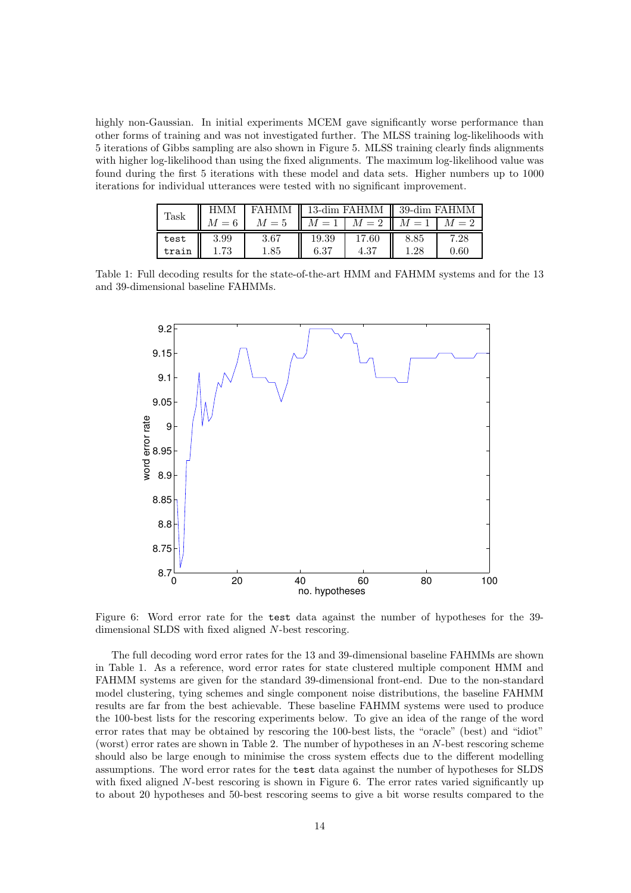highly non-Gaussian. In initial experiments MCEM gave significantly worse performance than other forms of training and was not investigated further. The MLSS training log-likelihoods with 5 iterations of Gibbs sampling are also shown in Figure 5. MLSS training clearly finds alignments with higher log-likelihood than using the fixed alignments. The maximum log-likelihood value was found during the first 5 iterations with these model and data sets. Higher numbers up to 1000 iterations for individual utterances were tested with no significant improvement.

| Task | HMM | FAHMM | 13-dim FAHMM | | 39-dim FAHMM | |
|---|---|---|---|---|---|---|
| | $M = 6$ | $M = 5$ | $M = 1$ | $M = 2$ | $M = 1$ | $M = 2$ |
| `test` | 3.99 | 3.67 | 19.39 | 17.60 | 8.85 | 7.28 |
| `train` | 1.73 | 1.85 | 6.37 | 4.37 | 1.28 | 0.60 |

Table 1: Full decoding results for the state-of-the-art HMM and FAHMM systems and for the 13 and 39-dimensional baseline FAHMMs.

Figure 6: Word error rate for the `test` data against the number of hypotheses for the 39-dimensional SLDS with fixed aligned $N$-best rescoring.

The full decoding word error rates for the 13 and 39-dimensional baseline FAHMMs are shown in Table 1. As a reference, word error rates for state clustered multiple component HMM and FAHMM systems are given for the standard 39-dimensional front-end. Due to the non-standard model clustering, tying schemes and single component noise distributions, the baseline FAHMM results are far from the best achievable. These baseline FAHMM systems were used to produce the 100-best lists for the rescoring experiments below. To give an idea of the range of the word error rates that may be obtained by rescoring the 100-best lists, the "oracle" (best) and "idiot" (worst) error rates are shown in Table 2. The number of hypotheses in an $N$-best rescoring scheme should also be large enough to minimise the cross system effects due to the different modelling assumptions. The word error rates for the `test` data against the number of hypotheses for SLDS with fixed aligned $N$-best rescoring is shown in Figure 6. The error rates varied significantly up to about 20 hypotheses and 50-best rescoring seems to give a bit worse results compared to the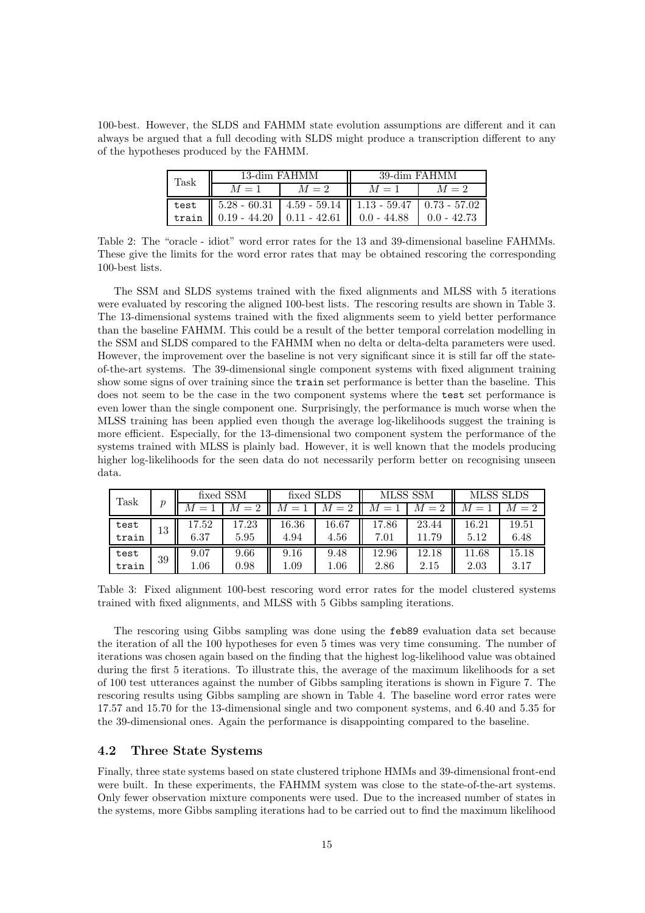100-best. However, the SLDS and FAHMM state evolution assumptions are different and it can always be argued that a full decoding with SLDS might produce a transcription different to any of the hypotheses produced by the FAHMM.

| Task | 13-dim FAHMM | | 39-dim FAHMM | |
|---|---|---|---|---|
| | $M = 1$ | $M = 2$ | $M = 1$ | $M = 2$ |
| test | 5.28 - 60.31 | 4.59 - 59.14 | 1.13 - 59.47 | 0.73 - 57.02 |
| train | 0.19 - 44.20 | 0.11 - 42.61 | 0.0 - 44.88 | 0.0 - 42.73 |

Table 2: The "oracle - idiot" word error rates for the 13 and 39-dimensional baseline FAHMMs. These give the limits for the word error rates that may be obtained rescoring the corresponding 100-best lists.

The SSM and SLDS systems trained with the fixed alignments and MLSS with 5 iterations were evaluated by rescoring the aligned 100-best lists. The rescoring results are shown in Table 3. The 13-dimensional systems trained with the fixed alignments seem to yield better performance than the baseline FAHMM. This could be a result of the better temporal correlation modelling in the SSM and SLDS compared to the FAHMM when no delta or delta-delta parameters were used. However, the improvement over the baseline is not very significant since it is still far off the state-of-the-art systems. The 39-dimensional single component systems with fixed alignment training show some signs of over training since the train set performance is better than the baseline. This does not seem to be the case in the two component systems where the test set performance is even lower than the single component one. Surprisingly, the performance is much worse when the MLSS training has been applied even though the average log-likelihoods suggest the training is more efficient. Especially, for the 13-dimensional two component system the performance of the systems trained with MLSS is plainly bad. However, it is well known that the models producing higher log-likelihoods for the seen data do not necessarily perform better on recognising unseen data.

| Task | $p$ | fixed SSM | | fixed SLDS | | MLSS SSM | | MLSS SLDS | |
|---|---|---|---|---|---|---|---|---|---|
| | | $M = 1$ | $M = 2$ | $M = 1$ | $M = 2$ | $M = 1$ | $M = 2$ | $M = 1$ | $M = 2$ |
| test | 13 | 17.52 | 17.23 | 16.36 | 16.67 | 17.86 | 23.44 | 16.21 | 19.51 |
| train | 13 | 6.37 | 5.95 | 4.94 | 4.56 | 7.01 | 11.79 | 5.12 | 6.48 |
| test | 39 | 9.07 | 9.66 | 9.16 | 9.48 | 12.96 | 12.18 | 11.68 | 15.18 |
| train | 39 | 1.06 | 0.98 | 1.09 | 1.06 | 2.86 | 2.15 | 2.03 | 3.17 |

Table 3: Fixed alignment 100-best rescoring word error rates for the model clustered systems trained with fixed alignments, and MLSS with 5 Gibbs sampling iterations.

The rescoring using Gibbs sampling was done using the feb89 evaluation data set because the iteration of all the 100 hypotheses for even 5 times was very time consuming. The number of iterations was chosen again based on the finding that the highest log-likelihood value was obtained during the first 5 iterations. To illustrate this, the average of the maximum likelihoods for a set of 100 test utterances against the number of Gibbs sampling iterations is shown in Figure 7. The rescoring results using Gibbs sampling are shown in Table 4. The baseline word error rates were 17.57 and 15.70 for the 13-dimensional single and two component systems, and 6.40 and 5.35 for the 39-dimensional ones. Again the performance is disappointing compared to the baseline.

## 4.2 Three State Systems

Finally, three state systems based on state clustered triphone HMMs and 39-dimensional front-end were built. In these experiments, the FAHMM system was close to the state-of-the-art systems. Only fewer observation mixture components were used. Due to the increased number of states in the systems, more Gibbs sampling iterations had to be carried out to find the maximum likelihood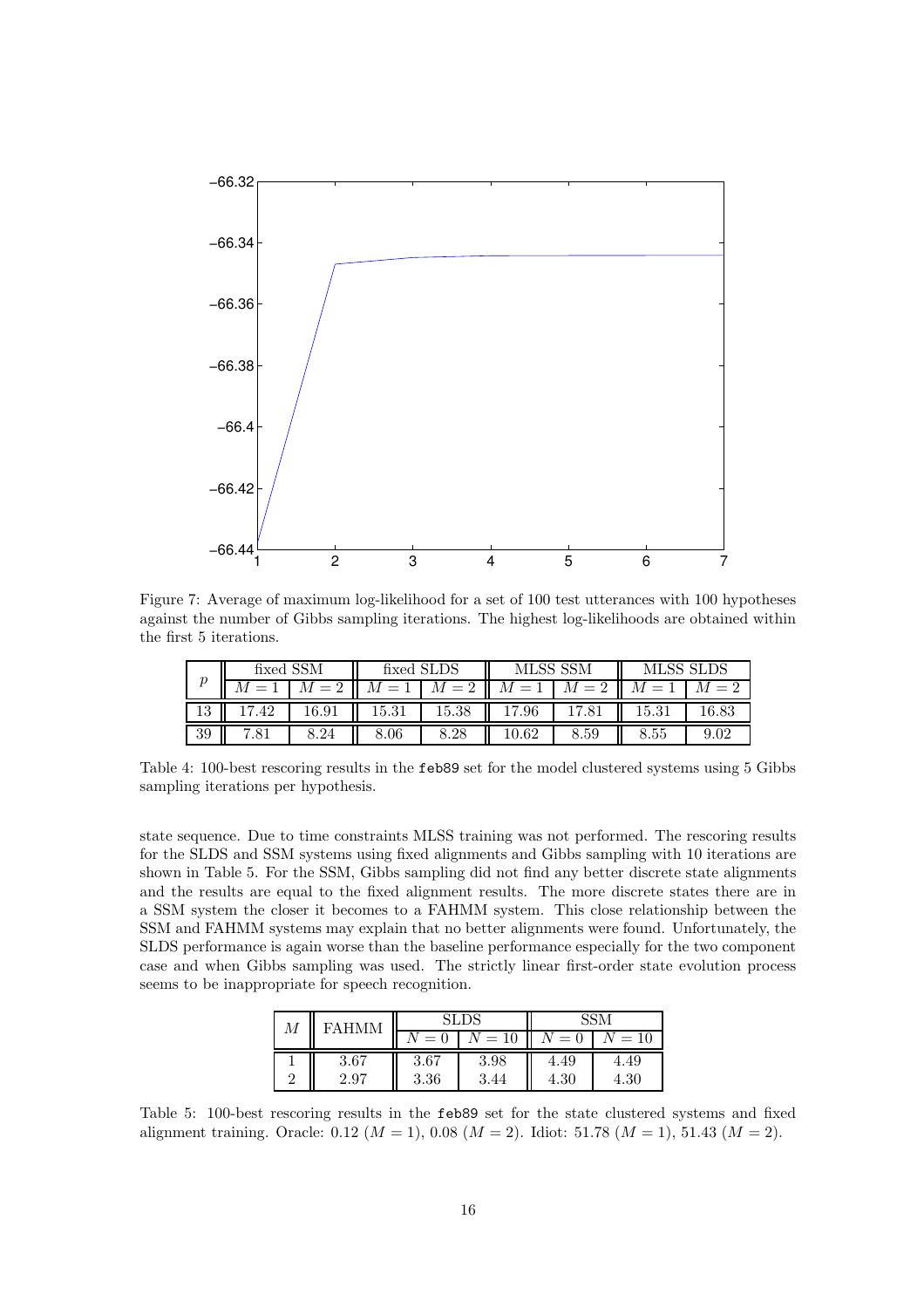Figure 7: Average of maximum log-likelihood for a set of 100 test utterances with 100 hypotheses against the number of Gibbs sampling iterations. The highest log-likelihoods are obtained within the first 5 iterations.

| $p$ | fixed SSM | | fixed SLDS | | MLSS SSM | | MLSS SLDS | |
|---|---|---|---|---|---|---|---|---|
| | $M=1$ | $M=2$ | $M=1$ | $M=2$ | $M=1$ | $M=2$ | $M=1$ | $M=2$ |
| 13 | 17.42 | 16.91 | 15.31 | 15.38 | 17.96 | 17.81 | 15.31 | 16.83 |
| 39 | 7.81 | 8.24 | 8.06 | 8.28 | 10.62 | 8.59 | 8.55 | 9.02 |

Table 4: 100-best rescoring results in the feb89 set for the model clustered systems using 5 Gibbs sampling iterations per hypothesis.

state sequence. Due to time constraints MLSS training was not performed. The rescoring results for the SLDS and SSM systems using fixed alignments and Gibbs sampling with 10 iterations are shown in Table 5. For the SSM, Gibbs sampling did not find any better discrete state alignments and the results are equal to the fixed alignment results. The more discrete states there are in a SSM system the closer it becomes to a FAHMM system. This close relationship between the SSM and FAHMM systems may explain that no better alignments were found. Unfortunately, the SLDS performance is again worse than the baseline performance especially for the two component case and when Gibbs sampling was used. The strictly linear first-order state evolution process seems to be inappropriate for speech recognition.

| $M$ | FAHMM | SLDS | | SSM | |
|---|---|---|---|---|---|
| | | $N=0$ | $N=10$ | $N=0$ | $N=10$ |
| 1 | 3.67 | 3.67 | 3.98 | 4.49 | 4.49 |
| 2 | 2.97 | 3.36 | 3.44 | 4.30 | 4.30 |

Table 5: 100-best rescoring results in the feb89 set for the state clustered systems and fixed alignment training. Oracle: 0.12 ($M=1$), 0.08 ($M=2$). Idiot: 51.78 ($M=1$), 51.43 ($M=2$).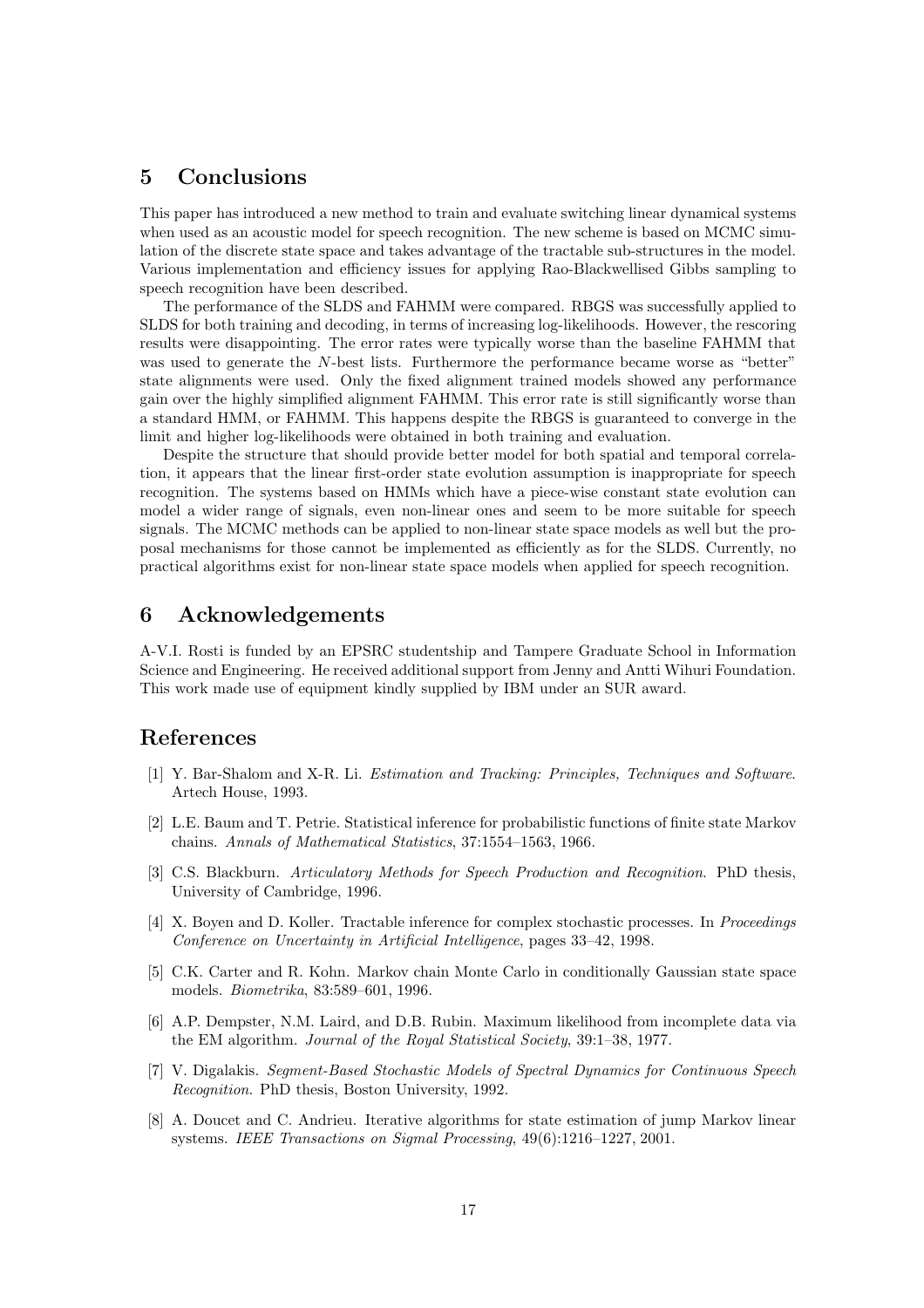## 5 Conclusions

This paper has introduced a new method to train and evaluate switching linear dynamical systems when used as an acoustic model for speech recognition. The new scheme is based on MCMC simulation of the discrete state space and takes advantage of the tractable sub-structures in the model. Various implementation and efficiency issues for applying Rao-Blackwellised Gibbs sampling to speech recognition have been described.

The performance of the SLDS and FAHMM were compared. RBGS was successfully applied to SLDS for both training and decoding, in terms of increasing log-likelihoods. However, the rescoring results were disappointing. The error rates were typically worse than the baseline FAHMM that was used to generate the $N$-best lists. Furthermore the performance became worse as "better" state alignments were used. Only the fixed alignment trained models showed any performance gain over the highly simplified alignment FAHMM. This error rate is still significantly worse than a standard HMM, or FAHMM. This happens despite the RBGS is guaranteed to converge in the limit and higher log-likelihoods were obtained in both training and evaluation.

Despite the structure that should provide better model for both spatial and temporal correlation, it appears that the linear first-order state evolution assumption is inappropriate for speech recognition. The systems based on HMMs which have a piece-wise constant state evolution can model a wider range of signals, even non-linear ones and seem to be more suitable for speech signals. The MCMC methods can be applied to non-linear state space models as well but the proposal mechanisms for those cannot be implemented as efficiently as for the SLDS. Currently, no practical algorithms exist for non-linear state space models when applied for speech recognition.

## 6 Acknowledgements

A-V.I. Rosti is funded by an EPSRC studentship and Tampere Graduate School in Information Science and Engineering. He received additional support from Jenny and Antti Wihuri Foundation. This work made use of equipment kindly supplied by IBM under an SUR award.

## References

[1] Y. Bar-Shalom and X-R. Li. *Estimation and Tracking: Principles, Techniques and Software*. Artech House, 1993.

[2] L.E. Baum and T. Petrie. Statistical inference for probabilistic functions of finite state Markov chains. *Annals of Mathematical Statistics*, 37:1554–1563, 1966.

[3] C.S. Blackburn. *Articulatory Methods for Speech Production and Recognition*. PhD thesis, University of Cambridge, 1996.

[4] X. Boyen and D. Koller. Tractable inference for complex stochastic processes. In *Proceedings Conference on Uncertainty in Artificial Intelligence*, pages 33–42, 1998.

[5] C.K. Carter and R. Kohn. Markov chain Monte Carlo in conditionally Gaussian state space models. *Biometrika*, 83:589–601, 1996.

[6] A.P. Dempster, N.M. Laird, and D.B. Rubin. Maximum likelihood from incomplete data via the EM algorithm. *Journal of the Royal Statistical Society*, 39:1–38, 1977.

[7] V. Digalakis. *Segment-Based Stochastic Models of Spectral Dynamics for Continuous Speech Recognition*. PhD thesis, Boston University, 1992.

[8] A. Doucet and C. Andrieu. Iterative algorithms for state estimation of jump Markov linear systems. *IEEE Transactions on Sigmal Processing*, 49(6):1216–1227, 2001.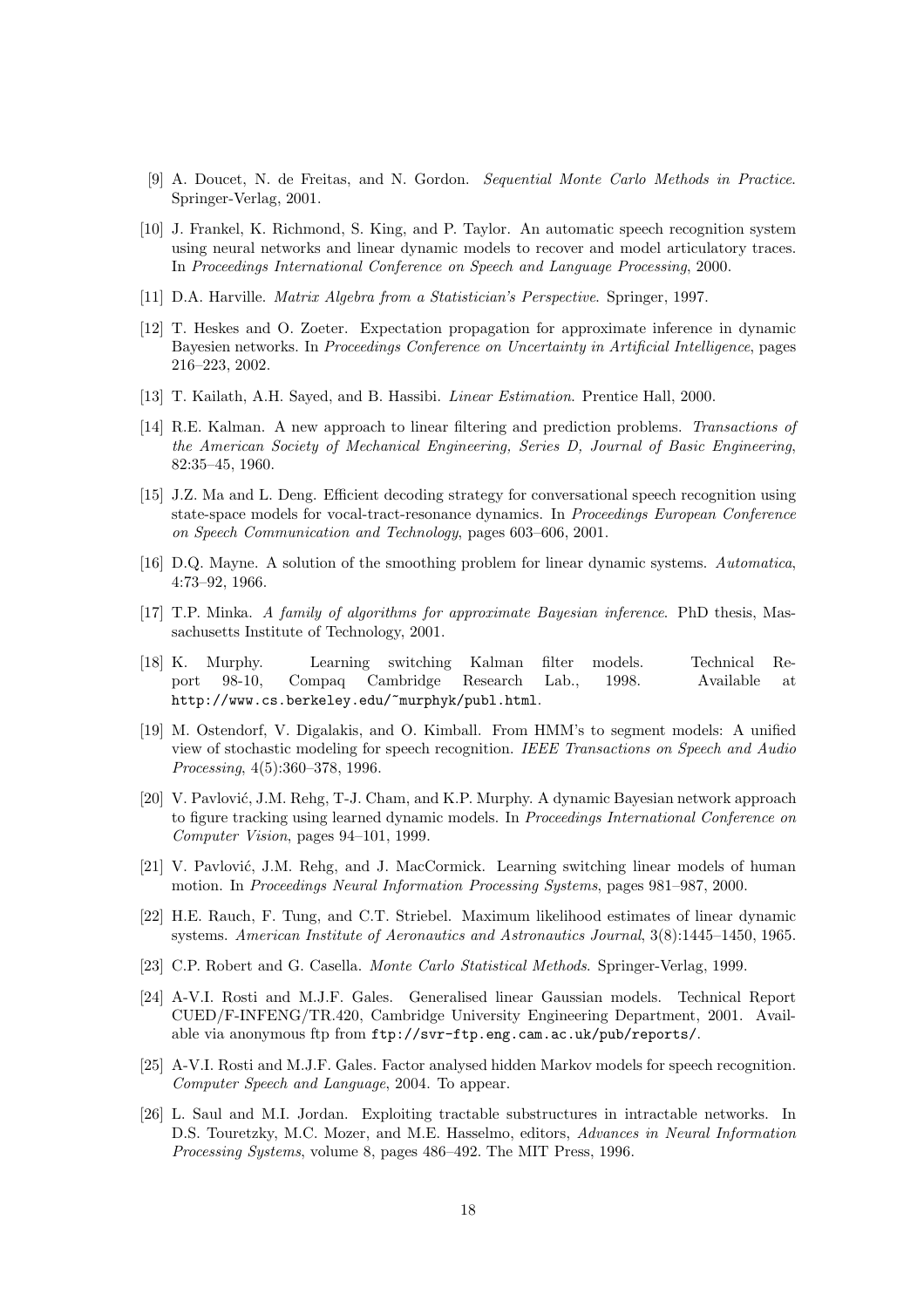[9] A. Doucet, N. de Freitas, and N. Gordon. *Sequential Monte Carlo Methods in Practice*. Springer-Verlag, 2001.

[10] J. Frankel, K. Richmond, S. King, and P. Taylor. An automatic speech recognition system using neural networks and linear dynamic models to recover and model articulatory traces. In *Proceedings International Conference on Speech and Language Processing*, 2000.

[11] D.A. Harville. *Matrix Algebra from a Statistician's Perspective*. Springer, 1997.

[12] T. Heskes and O. Zoeter. Expectation propagation for approximate inference in dynamic Bayesien networks. In *Proceedings Conference on Uncertainty in Artificial Intelligence*, pages 216–223, 2002.

[13] T. Kailath, A.H. Sayed, and B. Hassibi. *Linear Estimation*. Prentice Hall, 2000.

[14] R.E. Kalman. A new approach to linear filtering and prediction problems. *Transactions of the American Society of Mechanical Engineering, Series D, Journal of Basic Engineering*, 82:35–45, 1960.

[15] J.Z. Ma and L. Deng. Efficient decoding strategy for conversational speech recognition using state-space models for vocal-tract-resonance dynamics. In *Proceedings European Conference on Speech Communication and Technology*, pages 603–606, 2001.

[16] D.Q. Mayne. A solution of the smoothing problem for linear dynamic systems. *Automatica*, 4:73–92, 1966.

[17] T.P. Minka. *A family of algorithms for approximate Bayesian inference*. PhD thesis, Massachusetts Institute of Technology, 2001.

[18] K. Murphy. Learning switching Kalman filter models. Technical Report 98-10, Compaq Cambridge Research Lab., 1998. Available at `http://www.cs.berkeley.edu/~murphyk/publ.html`.

[19] M. Ostendorf, V. Digalakis, and O. Kimball. From HMM's to segment models: A unified view of stochastic modeling for speech recognition. *IEEE Transactions on Speech and Audio Processing*, 4(5):360–378, 1996.

[20] V. Pavlović, J.M. Rehg, T-J. Cham, and K.P. Murphy. A dynamic Bayesian network approach to figure tracking using learned dynamic models. In *Proceedings International Conference on Computer Vision*, pages 94–101, 1999.

[21] V. Pavlović, J.M. Rehg, and J. MacCormick. Learning switching linear models of human motion. In *Proceedings Neural Information Processing Systems*, pages 981–987, 2000.

[22] H.E. Rauch, F. Tung, and C.T. Striebel. Maximum likelihood estimates of linear dynamic systems. *American Institute of Aeronautics and Astronautics Journal*, 3(8):1445–1450, 1965.

[23] C.P. Robert and G. Casella. *Monte Carlo Statistical Methods*. Springer-Verlag, 1999.

[24] A-V.I. Rosti and M.J.F. Gales. Generalised linear Gaussian models. Technical Report CUED/F-INFENG/TR.420, Cambridge University Engineering Department, 2001. Available via anonymous ftp from `ftp://svr-ftp.eng.cam.ac.uk/pub/reports/`.

[25] A-V.I. Rosti and M.J.F. Gales. Factor analysed hidden Markov models for speech recognition. *Computer Speech and Language*, 2004. To appear.

[26] L. Saul and M.I. Jordan. Exploiting tractable substructures in intractable networks. In D.S. Touretzky, M.C. Mozer, and M.E. Hasselmo, editors, *Advances in Neural Information Processing Systems*, volume 8, pages 486–492. The MIT Press, 1996.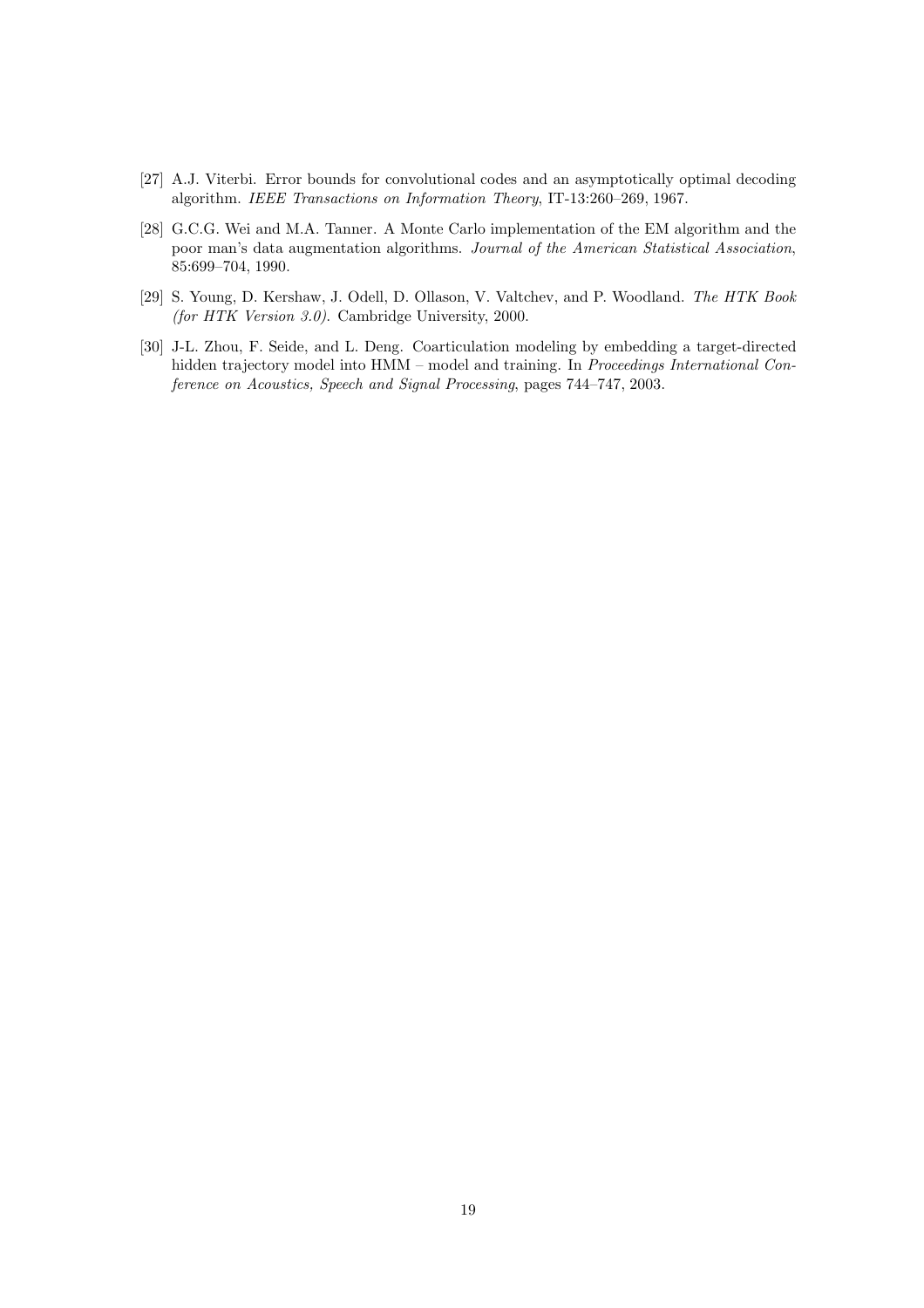[27] A.J. Viterbi. Error bounds for convolutional codes and an asymptotically optimal decoding algorithm. *IEEE Transactions on Information Theory*, IT-13:260–269, 1967.

[28] G.C.G. Wei and M.A. Tanner. A Monte Carlo implementation of the EM algorithm and the poor man's data augmentation algorithms. *Journal of the American Statistical Association*, 85:699–704, 1990.

[29] S. Young, D. Kershaw, J. Odell, D. Ollason, V. Valtchev, and P. Woodland. *The HTK Book (for HTK Version 3.0)*. Cambridge University, 2000.

[30] J-L. Zhou, F. Seide, and L. Deng. Coarticulation modeling by embedding a target-directed hidden trajectory model into HMM – model and training. In *Proceedings International Conference on Acoustics, Speech and Signal Processing*, pages 744–747, 2003.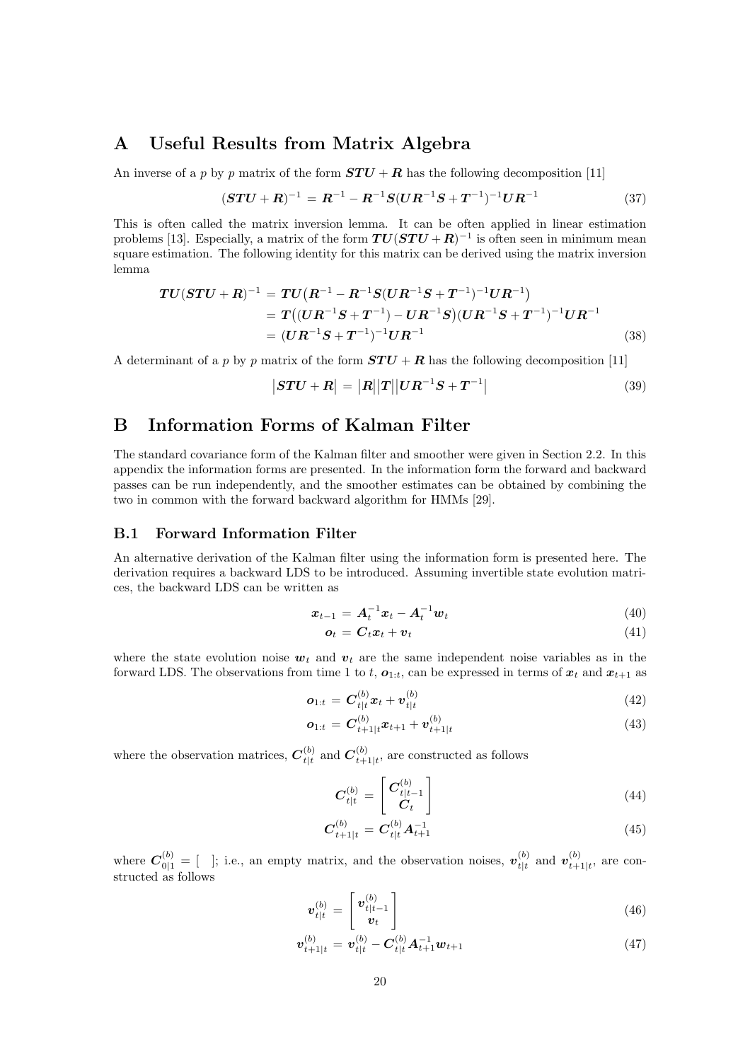# A Useful Results from Matrix Algebra

An inverse of a $p$ by $p$ matrix of the form $\boldsymbol{STU} + \boldsymbol{R}$ has the following decomposition [11]

$$(\boldsymbol{STU} + \boldsymbol{R})^{-1} = \boldsymbol{R}^{-1} - \boldsymbol{R}^{-1}\boldsymbol{S}(\boldsymbol{U}\boldsymbol{R}^{-1}\boldsymbol{S} + \boldsymbol{T}^{-1})^{-1}\boldsymbol{U}\boldsymbol{R}^{-1} \tag{37}$$

This is often called the matrix inversion lemma. It can be often applied in linear estimation problems [13]. Especially, a matrix of the form $\boldsymbol{TU}(\boldsymbol{STU} + \boldsymbol{R})^{-1}$ is often seen in minimum mean square estimation. The following identity for this matrix can be derived using the matrix inversion lemma

$$\begin{aligned}
\boldsymbol{TU}(\boldsymbol{STU} + \boldsymbol{R})^{-1} &= \boldsymbol{TU}\big(\boldsymbol{R}^{-1} - \boldsymbol{R}^{-1}\boldsymbol{S}(\boldsymbol{U}\boldsymbol{R}^{-1}\boldsymbol{S} + \boldsymbol{T}^{-1})^{-1}\boldsymbol{U}\boldsymbol{R}^{-1}\big) \\
&= \boldsymbol{T}\big((\boldsymbol{U}\boldsymbol{R}^{-1}\boldsymbol{S} + \boldsymbol{T}^{-1}) - \boldsymbol{U}\boldsymbol{R}^{-1}\boldsymbol{S}\big)(\boldsymbol{U}\boldsymbol{R}^{-1}\boldsymbol{S} + \boldsymbol{T}^{-1})^{-1}\boldsymbol{U}\boldsymbol{R}^{-1} \\
&= (\boldsymbol{U}\boldsymbol{R}^{-1}\boldsymbol{S} + \boldsymbol{T}^{-1})^{-1}\boldsymbol{U}\boldsymbol{R}^{-1}
\end{aligned} \tag{38}$$

A determinant of a $p$ by $p$ matrix of the form $\boldsymbol{STU} + \boldsymbol{R}$ has the following decomposition [11]

$$\big|\boldsymbol{STU} + \boldsymbol{R}\big| = \big|\boldsymbol{R}\big|\big|\boldsymbol{T}\big|\big|\boldsymbol{U}\boldsymbol{R}^{-1}\boldsymbol{S} + \boldsymbol{T}^{-1}\big| \tag{39}$$

# B Information Forms of Kalman Filter

The standard covariance form of the Kalman filter and smoother were given in Section 2.2. In this appendix the information forms are presented. In the information form the forward and backward passes can be run independently, and the smoother estimates can be obtained by combining the two in common with the forward backward algorithm for HMMs [29].

## B.1 Forward Information Filter

An alternative derivation of the Kalman filter using the information form is presented here. The derivation requires a backward LDS to be introduced. Assuming invertible state evolution matrices, the backward LDS can be written as

$$\boldsymbol{x}_{t-1} = \boldsymbol{A}_t^{-1}\boldsymbol{x}_t - \boldsymbol{A}_t^{-1}\boldsymbol{w}_t \tag{40}$$

$$\boldsymbol{o}_t = \boldsymbol{C}_t\boldsymbol{x}_t + \boldsymbol{v}_t \tag{41}$$

where the state evolution noise $\boldsymbol{w}_t$ and $\boldsymbol{v}_t$ are the same independent noise variables as in the forward LDS. The observations from time 1 to $t$, $\boldsymbol{o}_{1:t}$, can be expressed in terms of $\boldsymbol{x}_t$ and $\boldsymbol{x}_{t+1}$ as

$$\boldsymbol{o}_{1:t} = \boldsymbol{C}_{t|t}^{(b)}\boldsymbol{x}_t + \boldsymbol{v}_{t|t}^{(b)} \tag{42}$$

$$\boldsymbol{o}_{1:t} = \boldsymbol{C}_{t+1|t}^{(b)}\boldsymbol{x}_{t+1} + \boldsymbol{v}_{t+1|t}^{(b)} \tag{43}$$

where the observation matrices, $\boldsymbol{C}_{t|t}^{(b)}$ and $\boldsymbol{C}_{t+1|t}^{(b)}$, are constructed as follows

$$\boldsymbol{C}_{t|t}^{(b)} = \begin{bmatrix} \boldsymbol{C}_{t|t-1}^{(b)} \\ \boldsymbol{C}_t \end{bmatrix} \tag{44}$$

$$\boldsymbol{C}_{t+1|t}^{(b)} = \boldsymbol{C}_{t|t}^{(b)}\boldsymbol{A}_{t+1}^{-1} \tag{45}$$

where $\boldsymbol{C}_{0|1}^{(b)} = [\ \ ]$; i.e., an empty matrix, and the observation noises, $\boldsymbol{v}_{t|t}^{(b)}$ and $\boldsymbol{v}_{t+1|t}^{(b)}$, are constructed as follows

$$\boldsymbol{v}_{t|t}^{(b)} = \begin{bmatrix} \boldsymbol{v}_{t|t-1}^{(b)} \\ \boldsymbol{v}_t \end{bmatrix} \tag{46}$$

$$\boldsymbol{v}_{t+1|t}^{(b)} = \boldsymbol{v}_{t|t}^{(b)} - \boldsymbol{C}_{t|t}^{(b)}\boldsymbol{A}_{t+1}^{-1}\boldsymbol{w}_{t+1} \tag{47}$$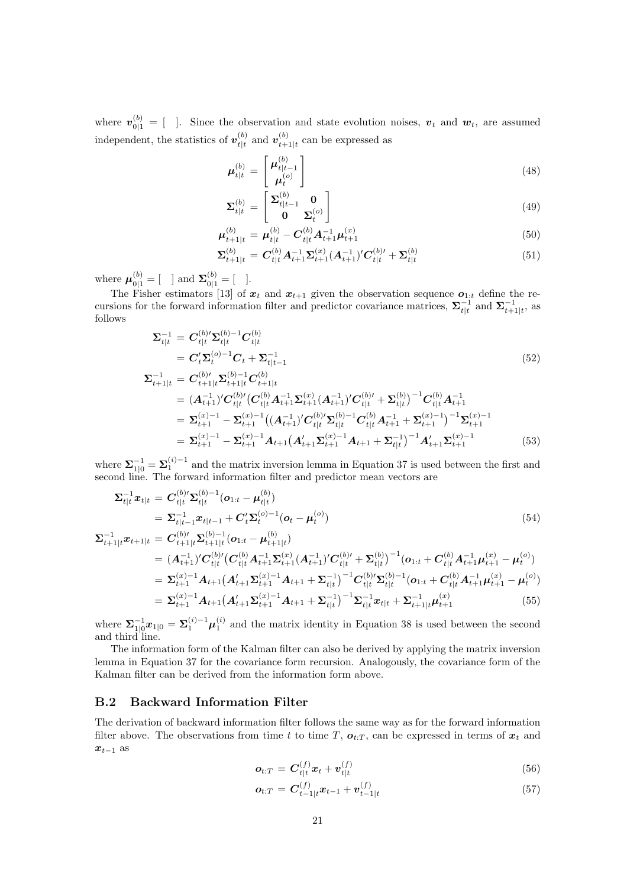where $\boldsymbol{v}_{0|1}^{(b)} = [\ \ ]$. Since the observation and state evolution noises, $\boldsymbol{v}_t$ and $\boldsymbol{w}_t$, are assumed independent, the statistics of $\boldsymbol{v}_{t|t}^{(b)}$ and $\boldsymbol{v}_{t+1|t}^{(b)}$ can be expressed as

$$\boldsymbol{\mu}_{t|t}^{(b)} = \begin{bmatrix} \boldsymbol{\mu}_{t|t-1}^{(b)} \\ \boldsymbol{\mu}_t^{(o)} \end{bmatrix} \tag{48}$$

$$\boldsymbol{\Sigma}_{t|t}^{(b)} = \begin{bmatrix} \boldsymbol{\Sigma}_{t|t-1}^{(b)} & \boldsymbol{0} \\ \boldsymbol{0} & \boldsymbol{\Sigma}_t^{(o)} \end{bmatrix} \tag{49}$$

$$\boldsymbol{\mu}_{t+1|t}^{(b)} = \boldsymbol{\mu}_{t|t}^{(b)} - \boldsymbol{C}_{t|t}^{(b)} \boldsymbol{A}_{t+1}^{-1} \boldsymbol{\mu}_{t+1}^{(x)} \tag{50}$$

$$\boldsymbol{\Sigma}_{t+1|t}^{(b)} = \boldsymbol{C}_{t|t}^{(b)} \boldsymbol{A}_{t+1}^{-1} \boldsymbol{\Sigma}_{t+1}^{(x)} (\boldsymbol{A}_{t+1}^{-1})' \boldsymbol{C}_{t|t}^{(b)\prime} + \boldsymbol{\Sigma}_{t|t}^{(b)} \tag{51}$$

where $\boldsymbol{\mu}_{0|1}^{(b)} = [\ \ ]$ and $\boldsymbol{\Sigma}_{0|1}^{(b)} = [\ \ ]$.

The Fisher estimators [13] of $\boldsymbol{x}_t$ and $\boldsymbol{x}_{t+1}$ given the observation sequence $\boldsymbol{o}_{1:t}$ define the recursions for the forward information filter and predictor covariance matrices, $\boldsymbol{\Sigma}_{t|t}^{-1}$ and $\boldsymbol{\Sigma}_{t+1|t}^{-1}$, as follows

$$\begin{aligned}
\boldsymbol{\Sigma}_{t|t}^{-1} &= \boldsymbol{C}_{t|t}^{(b)\prime} \boldsymbol{\Sigma}_{t|t}^{(b)-1} \boldsymbol{C}_{t|t}^{(b)} \\
&= \boldsymbol{C}_t' \boldsymbol{\Sigma}_t^{(o)-1} \boldsymbol{C}_t + \boldsymbol{\Sigma}_{t|t-1}^{-1}
\end{aligned} \tag{52}$$

$$\begin{aligned}
\boldsymbol{\Sigma}_{t+1|t}^{-1} &= \boldsymbol{C}_{t+1|t}^{(b)\prime} \boldsymbol{\Sigma}_{t+1|t}^{(b)-1} \boldsymbol{C}_{t+1|t}^{(b)} \\
&= (\boldsymbol{A}_{t+1}^{-1})' \boldsymbol{C}_{t|t}^{(b)\prime} \big( \boldsymbol{C}_{t|t}^{(b)} \boldsymbol{A}_{t+1}^{-1} \boldsymbol{\Sigma}_{t+1}^{(x)} (\boldsymbol{A}_{t+1}^{-1})' \boldsymbol{C}_{t|t}^{(b)\prime} + \boldsymbol{\Sigma}_{t|t}^{(b)} \big)^{-1} \boldsymbol{C}_{t|t}^{(b)} \boldsymbol{A}_{t+1}^{-1} \\
&= \boldsymbol{\Sigma}_{t+1}^{(x)-1} - \boldsymbol{\Sigma}_{t+1}^{(x)-1} \big( (\boldsymbol{A}_{t+1}^{-1})' \boldsymbol{C}_{t|t}^{(b)\prime} \boldsymbol{\Sigma}_{t|t}^{(b)-1} \boldsymbol{C}_{t|t}^{(b)} \boldsymbol{A}_{t+1}^{-1} + \boldsymbol{\Sigma}_{t+1}^{(x)-1} \big)^{-1} \boldsymbol{\Sigma}_{t+1}^{(x)-1} \\
&= \boldsymbol{\Sigma}_{t+1}^{(x)-1} - \boldsymbol{\Sigma}_{t+1}^{(x)-1} \boldsymbol{A}_{t+1} \big( \boldsymbol{A}_{t+1}' \boldsymbol{\Sigma}_{t+1}^{(x)-1} \boldsymbol{A}_{t+1} + \boldsymbol{\Sigma}_{t|t}^{-1} \big)^{-1} \boldsymbol{A}_{t+1}' \boldsymbol{\Sigma}_{t+1}^{(x)-1}
\end{aligned} \tag{53}$$

where $\boldsymbol{\Sigma}_{1|0}^{-1} = \boldsymbol{\Sigma}_1^{(i)-1}$ and the matrix inversion lemma in Equation 37 is used between the first and second line. The forward information filter and predictor mean vectors are

$$\begin{aligned}
\boldsymbol{\Sigma}_{t|t}^{-1} \boldsymbol{x}_{t|t} &= \boldsymbol{C}_{t|t}^{(b)\prime} \boldsymbol{\Sigma}_{t|t}^{(b)-1} (\boldsymbol{o}_{1:t} - \boldsymbol{\mu}_{t|t}^{(b)}) \\
&= \boldsymbol{\Sigma}_{t|t-1}^{-1} \boldsymbol{x}_{t|t-1} + \boldsymbol{C}_t' \boldsymbol{\Sigma}_t^{(o)-1} (\boldsymbol{o}_t - \boldsymbol{\mu}_t^{(o)})
\end{aligned} \tag{54}$$

$$\begin{aligned}
\boldsymbol{\Sigma}_{t+1|t}^{-1} \boldsymbol{x}_{t+1|t} &= \boldsymbol{C}_{t+1|t}^{(b)\prime} \boldsymbol{\Sigma}_{t+1|t}^{(b)-1} (\boldsymbol{o}_{1:t} - \boldsymbol{\mu}_{t+1|t}^{(b)}) \\
&= (\boldsymbol{A}_{t+1}^{-1})' \boldsymbol{C}_{t|t}^{(b)\prime} \big( \boldsymbol{C}_{t|t}^{(b)} \boldsymbol{A}_{t+1}^{-1} \boldsymbol{\Sigma}_{t+1}^{(x)} (\boldsymbol{A}_{t+1}^{-1})' \boldsymbol{C}_{t|t}^{(b)\prime} + \boldsymbol{\Sigma}_{t|t}^{(b)} \big)^{-1} (\boldsymbol{o}_{1:t} + \boldsymbol{C}_{t|t}^{(b)} \boldsymbol{A}_{t+1}^{-1} \boldsymbol{\mu}_{t+1}^{(x)} - \boldsymbol{\mu}_t^{(o)}) \\
&= \boldsymbol{\Sigma}_{t+1}^{(x)-1} \boldsymbol{A}_{t+1} \big( \boldsymbol{A}_{t+1}' \boldsymbol{\Sigma}_{t+1}^{(x)-1} \boldsymbol{A}_{t+1} + \boldsymbol{\Sigma}_{t|t}^{-1} \big)^{-1} \boldsymbol{C}_{t|t}^{(b)\prime} \boldsymbol{\Sigma}_{t|t}^{(b)-1} (\boldsymbol{o}_{1:t} + \boldsymbol{C}_{t|t}^{(b)} \boldsymbol{A}_{t+1}^{-1} \boldsymbol{\mu}_{t+1}^{(x)} - \boldsymbol{\mu}_t^{(o)}) \\
&= \boldsymbol{\Sigma}_{t+1}^{(x)-1} \boldsymbol{A}_{t+1} \big( \boldsymbol{A}_{t+1}' \boldsymbol{\Sigma}_{t+1}^{(x)-1} \boldsymbol{A}_{t+1} + \boldsymbol{\Sigma}_{t|t}^{-1} \big)^{-1} \boldsymbol{\Sigma}_{t|t}^{-1} \boldsymbol{x}_{t|t} + \boldsymbol{\Sigma}_{t+1|t}^{-1} \boldsymbol{\mu}_{t+1}^{(x)}
\end{aligned} \tag{55}$$

where $\boldsymbol{\Sigma}_{1|0}^{-1} \boldsymbol{x}_{1|0} = \boldsymbol{\Sigma}_1^{(i)-1} \boldsymbol{\mu}_1^{(i)}$ and the matrix identity in Equation 38 is used between the second and third line.

The information form of the Kalman filter can also be derived by applying the matrix inversion lemma in Equation 37 for the covariance form recursion. Analogously, the covariance form of the Kalman filter can be derived from the information form above.

## B.2 Backward Information Filter

The derivation of backward information filter follows the same way as for the forward information filter above. The observations from time $t$ to time $T$, $\boldsymbol{o}_{t:T}$, can be expressed in terms of $\boldsymbol{x}_t$ and $\boldsymbol{x}_{t-1}$ as

$$\boldsymbol{o}_{t:T} = \boldsymbol{C}_{t|t}^{(f)} \boldsymbol{x}_t + \boldsymbol{v}_{t|t}^{(f)} \tag{56}$$

$$\boldsymbol{o}_{t:T} = \boldsymbol{C}_{t-1|t}^{(f)} \boldsymbol{x}_{t-1} + \boldsymbol{v}_{t-1|t}^{(f)} \tag{57}$$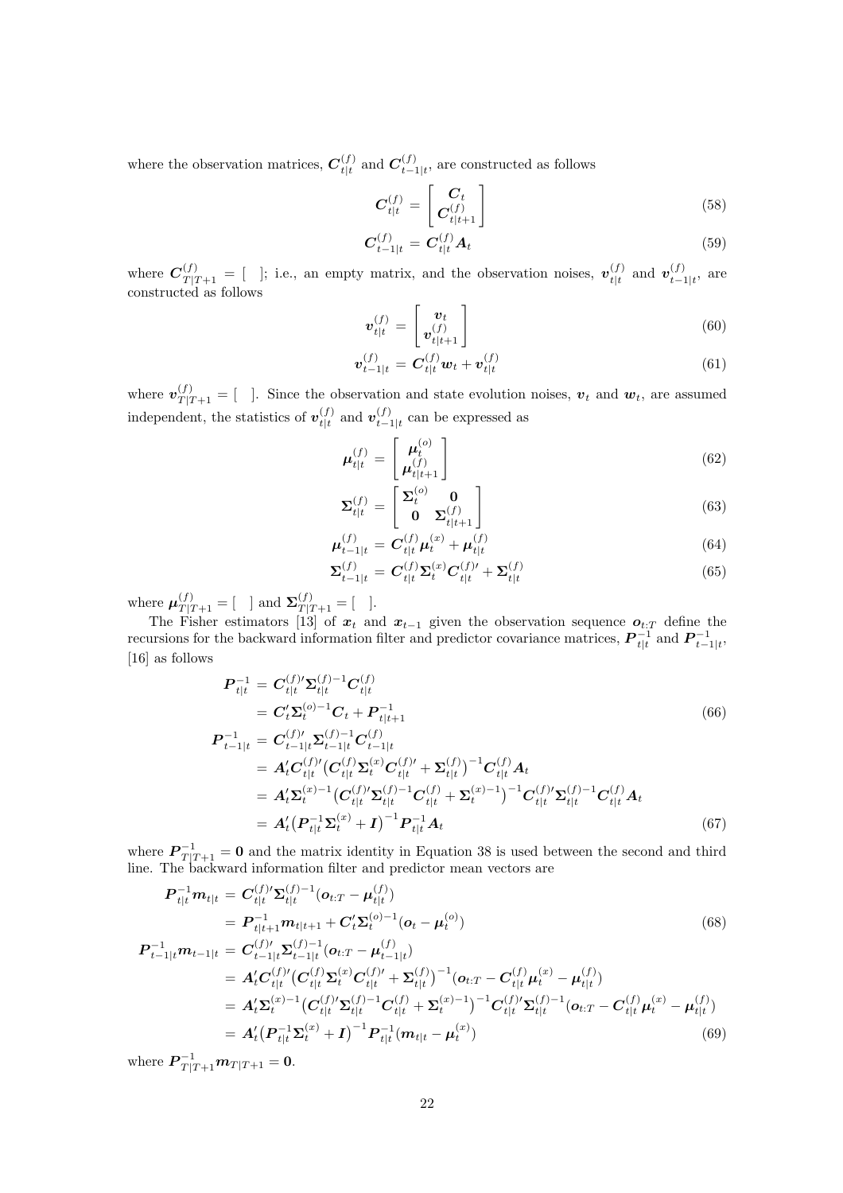where the observation matrices, $\boldsymbol{C}^{(f)}_{t|t}$ and $\boldsymbol{C}^{(f)}_{t-1|t}$, are constructed as follows

$$\boldsymbol{C}^{(f)}_{t|t} = \begin{bmatrix} \boldsymbol{C}_t \\ \boldsymbol{C}^{(f)}_{t|t+1} \end{bmatrix} \tag{58}$$

$$\boldsymbol{C}^{(f)}_{t-1|t} = \boldsymbol{C}^{(f)}_{t|t} \boldsymbol{A}_t \tag{59}$$

where $\boldsymbol{C}^{(f)}_{T|T+1} = [\ \ ]$; i.e., an empty matrix, and the observation noises, $\boldsymbol{v}^{(f)}_{t|t}$ and $\boldsymbol{v}^{(f)}_{t-1|t}$, are constructed as follows

$$\boldsymbol{v}^{(f)}_{t|t} = \begin{bmatrix} \boldsymbol{v}_t \\ \boldsymbol{v}^{(f)}_{t|t+1} \end{bmatrix} \tag{60}$$

$$\boldsymbol{v}^{(f)}_{t-1|t} = \boldsymbol{C}^{(f)}_{t|t} \boldsymbol{w}_t + \boldsymbol{v}^{(f)}_{t|t} \tag{61}$$

where $\boldsymbol{v}^{(f)}_{T|T+1} = [\ \ ]$. Since the observation and state evolution noises, $\boldsymbol{v}_t$ and $\boldsymbol{w}_t$, are assumed independent, the statistics of $\boldsymbol{v}^{(f)}_{t|t}$ and $\boldsymbol{v}^{(f)}_{t-1|t}$ can be expressed as

$$\boldsymbol{\mu}^{(f)}_{t|t} = \begin{bmatrix} \boldsymbol{\mu}^{(o)}_t \\ \boldsymbol{\mu}^{(f)}_{t|t+1} \end{bmatrix} \tag{62}$$

$$\boldsymbol{\Sigma}^{(f)}_{t|t} = \begin{bmatrix} \boldsymbol{\Sigma}^{(o)}_t & \boldsymbol{0} \\ \boldsymbol{0} & \boldsymbol{\Sigma}^{(f)}_{t|t+1} \end{bmatrix} \tag{63}$$

$$\boldsymbol{\mu}^{(f)}_{t-1|t} = \boldsymbol{C}^{(f)}_{t|t} \boldsymbol{\mu}^{(x)}_t + \boldsymbol{\mu}^{(f)}_{t|t} \tag{64}$$

$$\boldsymbol{\Sigma}^{(f)}_{t-1|t} = \boldsymbol{C}^{(f)}_{t|t} \boldsymbol{\Sigma}^{(x)}_t \boldsymbol{C}^{(f)\prime}_{t|t} + \boldsymbol{\Sigma}^{(f)}_{t|t} \tag{65}$$

where $\boldsymbol{\mu}^{(f)}_{T|T+1} = [\ \ ]$ and $\boldsymbol{\Sigma}^{(f)}_{T|T+1} = [\ \ ]$.

The Fisher estimators [13] of $\boldsymbol{x}_t$ and $\boldsymbol{x}_{t-1}$ given the observation sequence $\boldsymbol{o}_{t:T}$ define the recursions for the backward information filter and predictor covariance matrices, $\boldsymbol{P}^{-1}_{t|t}$ and $\boldsymbol{P}^{-1}_{t-1|t}$, [16] as follows

$$\begin{aligned}
\boldsymbol{P}^{-1}_{t|t} &= \boldsymbol{C}^{(f)\prime}_{t|t} \boldsymbol{\Sigma}^{(f)-1}_{t|t} \boldsymbol{C}^{(f)}_{t|t} \\
&= \boldsymbol{C}'_t \boldsymbol{\Sigma}^{(o)-1}_t \boldsymbol{C}_t + \boldsymbol{P}^{-1}_{t|t+1}
\end{aligned} \tag{66}$$

$$\begin{aligned}
\boldsymbol{P}^{-1}_{t-1|t} &= \boldsymbol{C}^{(f)\prime}_{t-1|t} \boldsymbol{\Sigma}^{(f)-1}_{t-1|t} \boldsymbol{C}^{(f)}_{t-1|t} \\
&= \boldsymbol{A}'_t \boldsymbol{C}^{(f)\prime}_{t|t} \big( \boldsymbol{C}^{(f)}_{t|t} \boldsymbol{\Sigma}^{(x)}_t \boldsymbol{C}^{(f)\prime}_{t|t} + \boldsymbol{\Sigma}^{(f)}_{t|t} \big)^{-1} \boldsymbol{C}^{(f)}_{t|t} \boldsymbol{A}_t \\
&= \boldsymbol{A}'_t \boldsymbol{\Sigma}^{(x)-1}_t \big( \boldsymbol{C}^{(f)\prime}_{t|t} \boldsymbol{\Sigma}^{(f)-1}_{t|t} \boldsymbol{C}^{(f)}_{t|t} + \boldsymbol{\Sigma}^{(x)-1}_t \big)^{-1} \boldsymbol{C}^{(f)\prime}_{t|t} \boldsymbol{\Sigma}^{(f)-1}_{t|t} \boldsymbol{C}^{(f)}_{t|t} \boldsymbol{A}_t \\
&= \boldsymbol{A}'_t \big( \boldsymbol{P}^{-1}_{t|t} \boldsymbol{\Sigma}^{(x)}_t + \boldsymbol{I} \big)^{-1} \boldsymbol{P}^{-1}_{t|t} \boldsymbol{A}_t
\end{aligned} \tag{67}$$

where $\boldsymbol{P}^{-1}_{T|T+1} = \boldsymbol{0}$ and the matrix identity in Equation 38 is used between the second and third line. The backward information filter and predictor mean vectors are

$$\begin{aligned}
\boldsymbol{P}^{-1}_{t|t} \boldsymbol{m}_{t|t} &= \boldsymbol{C}^{(f)\prime}_{t|t} \boldsymbol{\Sigma}^{(f)-1}_{t|t} (\boldsymbol{o}_{t:T} - \boldsymbol{\mu}^{(f)}_{t|t}) \\
&= \boldsymbol{P}^{-1}_{t|t+1} \boldsymbol{m}_{t|t+1} + \boldsymbol{C}'_t \boldsymbol{\Sigma}^{(o)-1}_t (\boldsymbol{o}_t - \boldsymbol{\mu}^{(o)}_t)
\end{aligned} \tag{68}$$

$$\begin{aligned}
\boldsymbol{P}^{-1}_{t-1|t} \boldsymbol{m}_{t-1|t} &= \boldsymbol{C}^{(f)\prime}_{t-1|t} \boldsymbol{\Sigma}^{(f)-1}_{t-1|t} (\boldsymbol{o}_{t:T} - \boldsymbol{\mu}^{(f)}_{t-1|t}) \\
&= \boldsymbol{A}'_t \boldsymbol{C}^{(f)\prime}_{t|t} \big( \boldsymbol{C}^{(f)}_{t|t} \boldsymbol{\Sigma}^{(x)}_t \boldsymbol{C}^{(f)\prime}_{t|t} + \boldsymbol{\Sigma}^{(f)}_{t|t} \big)^{-1} (\boldsymbol{o}_{t:T} - \boldsymbol{C}^{(f)}_{t|t} \boldsymbol{\mu}^{(x)}_t - \boldsymbol{\mu}^{(f)}_{t|t}) \\
&= \boldsymbol{A}'_t \boldsymbol{\Sigma}^{(x)-1}_t \big( \boldsymbol{C}^{(f)\prime}_{t|t} \boldsymbol{\Sigma}^{(f)-1}_{t|t} \boldsymbol{C}^{(f)}_{t|t} + \boldsymbol{\Sigma}^{(x)-1}_t \big)^{-1} \boldsymbol{C}^{(f)\prime}_{t|t} \boldsymbol{\Sigma}^{(f)-1}_{t|t} (\boldsymbol{o}_{t:T} - \boldsymbol{C}^{(f)}_{t|t} \boldsymbol{\mu}^{(x)}_t - \boldsymbol{\mu}^{(f)}_{t|t}) \\
&= \boldsymbol{A}'_t \big( \boldsymbol{P}^{-1}_{t|t} \boldsymbol{\Sigma}^{(x)}_t + \boldsymbol{I} \big)^{-1} \boldsymbol{P}^{-1}_{t|t} (\boldsymbol{m}_{t|t} - \boldsymbol{\mu}^{(x)}_t)
\end{aligned} \tag{69}$$

where $\boldsymbol{P}^{-1}_{T|T+1} \boldsymbol{m}_{T|T+1} = \boldsymbol{0}$.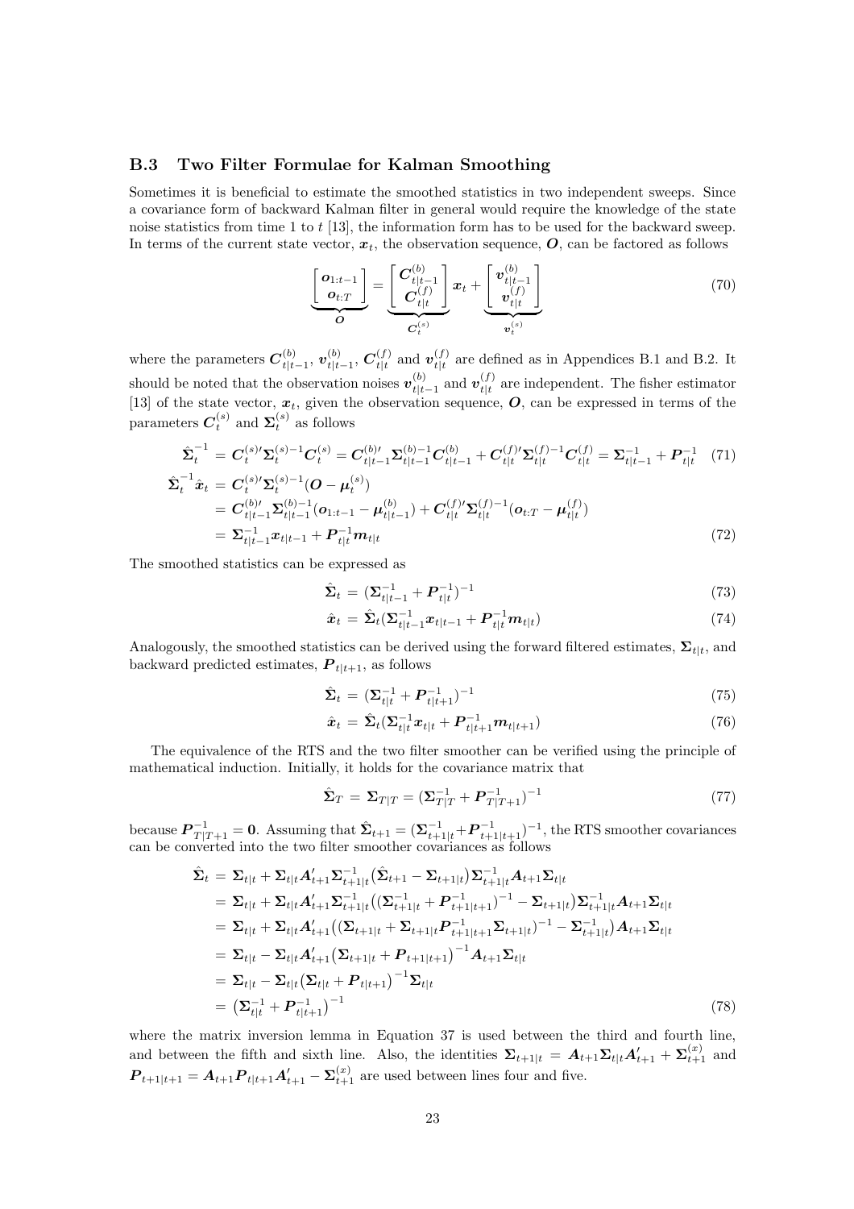### B.3 Two Filter Formulae for Kalman Smoothing

Sometimes it is beneficial to estimate the smoothed statistics in two independent sweeps. Since a covariance form of backward Kalman filter in general would require the knowledge of the state noise statistics from time 1 to $t$ [13], the information form has to be used for the backward sweep. In terms of the current state vector, $\boldsymbol{x}_t$, the observation sequence, $\boldsymbol{O}$, can be factored as follows

$$\underbrace{\begin{bmatrix} \boldsymbol{o}_{1:t-1} \\ \boldsymbol{o}_{t:T} \end{bmatrix}}_{\boldsymbol{O}} = \underbrace{\begin{bmatrix} \boldsymbol{C}^{(b)}_{t|t-1} \\ \boldsymbol{C}^{(f)}_{t|t} \end{bmatrix}}_{\boldsymbol{C}^{(s)}_t} \boldsymbol{x}_t + \underbrace{\begin{bmatrix} \boldsymbol{v}^{(b)}_{t|t-1} \\ \boldsymbol{v}^{(f)}_{t|t} \end{bmatrix}}_{\boldsymbol{v}^{(s)}_t} \tag{70}$$

where the parameters $\boldsymbol{C}^{(b)}_{t|t-1}$, $\boldsymbol{v}^{(b)}_{t|t-1}$, $\boldsymbol{C}^{(f)}_{t|t}$ and $\boldsymbol{v}^{(f)}_{t|t}$ are defined as in Appendices B.1 and B.2. It should be noted that the observation noises $\boldsymbol{v}^{(b)}_{t|t-1}$ and $\boldsymbol{v}^{(f)}_{t|t}$ are independent. The fisher estimator [13] of the state vector, $\boldsymbol{x}_t$, given the observation sequence, $\boldsymbol{O}$, can be expressed in terms of the parameters $\boldsymbol{C}^{(s)}_t$ and $\boldsymbol{\Sigma}^{(s)}_t$ as follows

$$\hat{\boldsymbol{\Sigma}}_t^{-1} = \boldsymbol{C}^{(s)\prime}_t \boldsymbol{\Sigma}^{(s)-1}_t \boldsymbol{C}^{(s)}_t = \boldsymbol{C}^{(b)\prime}_{t|t-1} \boldsymbol{\Sigma}^{(b)-1}_{t|t-1} \boldsymbol{C}^{(b)}_{t|t-1} + \boldsymbol{C}^{(f)\prime}_{t|t} \boldsymbol{\Sigma}^{(f)-1}_{t|t} \boldsymbol{C}^{(f)}_{t|t} = \boldsymbol{\Sigma}^{-1}_{t|t-1} + \boldsymbol{P}^{-1}_{t|t} \tag{71}$$

$$\begin{aligned}
\hat{\boldsymbol{\Sigma}}_t^{-1} \hat{\boldsymbol{x}}_t &= \boldsymbol{C}^{(s)\prime}_t \boldsymbol{\Sigma}^{(s)-1}_t (\boldsymbol{O} - \boldsymbol{\mu}^{(s)}_t) \\
&= \boldsymbol{C}^{(b)\prime}_{t|t-1} \boldsymbol{\Sigma}^{(b)-1}_{t|t-1} (\boldsymbol{o}_{1:t-1} - \boldsymbol{\mu}^{(b)}_{t|t-1}) + \boldsymbol{C}^{(f)\prime}_{t|t} \boldsymbol{\Sigma}^{(f)-1}_{t|t} (\boldsymbol{o}_{t:T} - \boldsymbol{\mu}^{(f)}_{t|t}) \\
&= \boldsymbol{\Sigma}^{-1}_{t|t-1} \boldsymbol{x}_{t|t-1} + \boldsymbol{P}^{-1}_{t|t} \boldsymbol{m}_{t|t}
\end{aligned} \tag{72}$$

The smoothed statistics can be expressed as

$$\hat{\boldsymbol{\Sigma}}_t = (\boldsymbol{\Sigma}^{-1}_{t|t-1} + \boldsymbol{P}^{-1}_{t|t})^{-1} \tag{73}$$

$$\hat{\boldsymbol{x}}_t = \hat{\boldsymbol{\Sigma}}_t (\boldsymbol{\Sigma}^{-1}_{t|t-1} \boldsymbol{x}_{t|t-1} + \boldsymbol{P}^{-1}_{t|t} \boldsymbol{m}_{t|t}) \tag{74}$$

Analogously, the smoothed statistics can be derived using the forward filtered estimates, $\boldsymbol{\Sigma}_{t|t}$, and backward predicted estimates, $\boldsymbol{P}_{t|t+1}$, as follows

$$\hat{\boldsymbol{\Sigma}}_t = (\boldsymbol{\Sigma}^{-1}_{t|t} + \boldsymbol{P}^{-1}_{t|t+1})^{-1} \tag{75}$$

$$\hat{\boldsymbol{x}}_t = \hat{\boldsymbol{\Sigma}}_t (\boldsymbol{\Sigma}^{-1}_{t|t} \boldsymbol{x}_{t|t} + \boldsymbol{P}^{-1}_{t|t+1} \boldsymbol{m}_{t|t+1}) \tag{76}$$

The equivalence of the RTS and the two filter smoother can be verified using the principle of mathematical induction. Initially, it holds for the covariance matrix that

$$\hat{\boldsymbol{\Sigma}}_T = \boldsymbol{\Sigma}_{T|T} = (\boldsymbol{\Sigma}^{-1}_{T|T} + \boldsymbol{P}^{-1}_{T|T+1})^{-1} \tag{77}$$

because $\boldsymbol{P}^{-1}_{T|T+1} = \boldsymbol{0}$. Assuming that $\hat{\boldsymbol{\Sigma}}_{t+1} = (\boldsymbol{\Sigma}^{-1}_{t+1|t} + \boldsymbol{P}^{-1}_{t+1|t+1})^{-1}$, the RTS smoother covariances can be converted into the two filter smoother covariances as follows

$$\begin{aligned}
\hat{\boldsymbol{\Sigma}}_t &= \boldsymbol{\Sigma}_{t|t} + \boldsymbol{\Sigma}_{t|t} \boldsymbol{A}'_{t+1} \boldsymbol{\Sigma}^{-1}_{t+1|t} \big(\hat{\boldsymbol{\Sigma}}_{t+1} - \boldsymbol{\Sigma}_{t+1|t}\big) \boldsymbol{\Sigma}^{-1}_{t+1|t} \boldsymbol{A}_{t+1} \boldsymbol{\Sigma}_{t|t} \\
&= \boldsymbol{\Sigma}_{t|t} + \boldsymbol{\Sigma}_{t|t} \boldsymbol{A}'_{t+1} \boldsymbol{\Sigma}^{-1}_{t+1|t} \big((\boldsymbol{\Sigma}^{-1}_{t+1|t} + \boldsymbol{P}^{-1}_{t+1|t+1})^{-1} - \boldsymbol{\Sigma}_{t+1|t}\big) \boldsymbol{\Sigma}^{-1}_{t+1|t} \boldsymbol{A}_{t+1} \boldsymbol{\Sigma}_{t|t} \\
&= \boldsymbol{\Sigma}_{t|t} + \boldsymbol{\Sigma}_{t|t} \boldsymbol{A}'_{t+1} \big((\boldsymbol{\Sigma}_{t+1|t} + \boldsymbol{\Sigma}_{t+1|t} \boldsymbol{P}^{-1}_{t+1|t+1} \boldsymbol{\Sigma}_{t+1|t})^{-1} - \boldsymbol{\Sigma}^{-1}_{t+1|t}\big) \boldsymbol{A}_{t+1} \boldsymbol{\Sigma}_{t|t} \\
&= \boldsymbol{\Sigma}_{t|t} - \boldsymbol{\Sigma}_{t|t} \boldsymbol{A}'_{t+1} \big(\boldsymbol{\Sigma}_{t+1|t} + \boldsymbol{P}_{t+1|t+1}\big)^{-1} \boldsymbol{A}_{t+1} \boldsymbol{\Sigma}_{t|t} \\
&= \boldsymbol{\Sigma}_{t|t} - \boldsymbol{\Sigma}_{t|t} \big(\boldsymbol{\Sigma}_{t|t} + \boldsymbol{P}_{t|t+1}\big)^{-1} \boldsymbol{\Sigma}_{t|t} \\
&= \big(\boldsymbol{\Sigma}^{-1}_{t|t} + \boldsymbol{P}^{-1}_{t|t+1}\big)^{-1}
\end{aligned} \tag{78}$$

where the matrix inversion lemma in Equation 37 is used between the third and fourth line, and between the fifth and sixth line. Also, the identities $\boldsymbol{\Sigma}_{t+1|t} = \boldsymbol{A}_{t+1} \boldsymbol{\Sigma}_{t|t} \boldsymbol{A}'_{t+1} + \boldsymbol{\Sigma}^{(x)}_{t+1}$ and $\boldsymbol{P}_{t+1|t+1} = \boldsymbol{A}_{t+1} \boldsymbol{P}_{t|t+1} \boldsymbol{A}'_{t+1} - \boldsymbol{\Sigma}^{(x)}_{t+1}$ are used between lines four and five.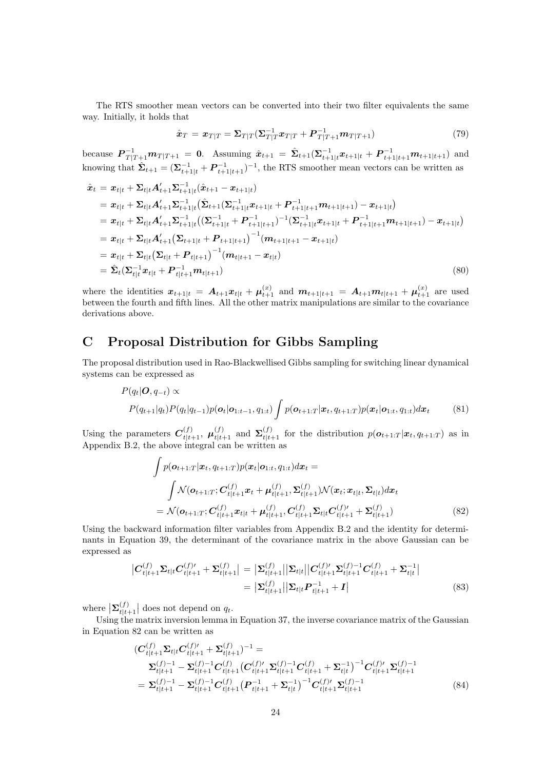The RTS smoother mean vectors can be converted into their two filter equivalents the same way. Initially, it holds that

$$\hat{\boldsymbol{x}}_T = \boldsymbol{x}_{T|T} = \boldsymbol{\Sigma}_{T|T}(\boldsymbol{\Sigma}_{T|T}^{-1}\boldsymbol{x}_{T|T} + \boldsymbol{P}_{T|T+1}^{-1}\boldsymbol{m}_{T|T+1}) \tag{79}$$

because $\boldsymbol{P}_{T|T+1}^{-1}\boldsymbol{m}_{T|T+1} = \boldsymbol{0}$. Assuming $\hat{\boldsymbol{x}}_{t+1} = \hat{\boldsymbol{\Sigma}}_{t+1}(\boldsymbol{\Sigma}_{t+1|t}^{-1}\boldsymbol{x}_{t+1|t} + \boldsymbol{P}_{t+1|t+1}^{-1}\boldsymbol{m}_{t+1|t+1})$ and knowing that $\hat{\boldsymbol{\Sigma}}_{t+1} = (\boldsymbol{\Sigma}_{t+1|t}^{-1} + \boldsymbol{P}_{t+1|t+1}^{-1})^{-1}$, the RTS smoother mean vectors can be written as

$$\begin{aligned}
\hat{\boldsymbol{x}}_t &= \boldsymbol{x}_{t|t} + \boldsymbol{\Sigma}_{t|t}\boldsymbol{A}_{t+1}'\boldsymbol{\Sigma}_{t+1|t}^{-1}(\hat{\boldsymbol{x}}_{t+1} - \boldsymbol{x}_{t+1|t}) \\
&= \boldsymbol{x}_{t|t} + \boldsymbol{\Sigma}_{t|t}\boldsymbol{A}_{t+1}'\boldsymbol{\Sigma}_{t+1|t}^{-1}\big(\hat{\boldsymbol{\Sigma}}_{t+1}(\boldsymbol{\Sigma}_{t+1|t}^{-1}\boldsymbol{x}_{t+1|t} + \boldsymbol{P}_{t+1|t+1}^{-1}\boldsymbol{m}_{t+1|t+1}) - \boldsymbol{x}_{t+1|t}\big) \\
&= \boldsymbol{x}_{t|t} + \boldsymbol{\Sigma}_{t|t}\boldsymbol{A}_{t+1}'\boldsymbol{\Sigma}_{t+1|t}^{-1}\big((\boldsymbol{\Sigma}_{t+1|t}^{-1} + \boldsymbol{P}_{t+1|t+1}^{-1})^{-1}(\boldsymbol{\Sigma}_{t+1|t}^{-1}\boldsymbol{x}_{t+1|t} + \boldsymbol{P}_{t+1|t+1}^{-1}\boldsymbol{m}_{t+1|t+1}) - \boldsymbol{x}_{t+1|t}\big) \\
&= \boldsymbol{x}_{t|t} + \boldsymbol{\Sigma}_{t|t}\boldsymbol{A}_{t+1}'\big(\boldsymbol{\Sigma}_{t+1|t} + \boldsymbol{P}_{t+1|t+1}\big)^{-1}(\boldsymbol{m}_{t+1|t+1} - \boldsymbol{x}_{t+1|t}) \\
&= \boldsymbol{x}_{t|t} + \boldsymbol{\Sigma}_{t|t}\big(\boldsymbol{\Sigma}_{t|t} + \boldsymbol{P}_{t|t+1}\big)^{-1}(\boldsymbol{m}_{t|t+1} - \boldsymbol{x}_{t|t}) \\
&= \hat{\boldsymbol{\Sigma}}_t(\boldsymbol{\Sigma}_{t|t}^{-1}\boldsymbol{x}_{t|t} + \boldsymbol{P}_{t|t+1}^{-1}\boldsymbol{m}_{t|t+1})
\end{aligned} \tag{80}$$

where the identities $\boldsymbol{x}_{t+1|t} = \boldsymbol{A}_{t+1}\boldsymbol{x}_{t|t} + \boldsymbol{\mu}_{t+1}^{(x)}$ and $\boldsymbol{m}_{t+1|t+1} = \boldsymbol{A}_{t+1}\boldsymbol{m}_{t|t+1} + \boldsymbol{\mu}_{t+1}^{(x)}$ are used between the fourth and fifth lines. All the other matrix manipulations are similar to the covariance derivations above.

# C Proposal Distribution for Gibbs Sampling

The proposal distribution used in Rao-Blackwellised Gibbs sampling for switching linear dynamical systems can be expressed as

$$\begin{aligned}
&P(q_t|\boldsymbol{O}, q_{-t}) \propto \\
&\quad P(q_{t+1}|q_t)P(q_t|q_{t-1})p(\boldsymbol{o}_t|\boldsymbol{o}_{1:t-1}, q_{1:t})\int p(\boldsymbol{o}_{t+1:T}|\boldsymbol{x}_t, q_{t+1:T})p(\boldsymbol{x}_t|\boldsymbol{o}_{1:t}, q_{1:t})d\boldsymbol{x}_t
\end{aligned} \tag{81}$$

Using the parameters $\boldsymbol{C}_{t|t+1}^{(f)}$, $\boldsymbol{\mu}_{t|t+1}^{(f)}$ and $\boldsymbol{\Sigma}_{t|t+1}^{(f)}$ for the distribution $p(\boldsymbol{o}_{t+1:T}|\boldsymbol{x}_t, q_{t+1:T})$ as in Appendix B.2, the above integral can be written as

$$\begin{aligned}
&\int p(\boldsymbol{o}_{t+1:T}|\boldsymbol{x}_t, q_{t+1:T})p(\boldsymbol{x}_t|\boldsymbol{o}_{1:t}, q_{1:t})d\boldsymbol{x}_t = \\
&\quad \int \mathcal{N}(\boldsymbol{o}_{t+1:T}; \boldsymbol{C}_{t|t+1}^{(f)}\boldsymbol{x}_t + \boldsymbol{\mu}_{t|t+1}^{(f)}, \boldsymbol{\Sigma}_{t|t+1}^{(f)})\mathcal{N}(\boldsymbol{x}_t; \boldsymbol{x}_{t|t}, \boldsymbol{\Sigma}_{t|t})d\boldsymbol{x}_t \\
&= \mathcal{N}(\boldsymbol{o}_{t+1:T}; \boldsymbol{C}_{t|t+1}^{(f)}\boldsymbol{x}_{t|t} + \boldsymbol{\mu}_{t|t+1}^{(f)}, \boldsymbol{C}_{t|t+1}^{(f)}\boldsymbol{\Sigma}_{t|t}\boldsymbol{C}_{t|t+1}^{(f)\prime} + \boldsymbol{\Sigma}_{t|t+1}^{(f)})
\end{aligned} \tag{82}$$

Using the backward information filter variables from Appendix B.2 and the identity for determinants in Equation 39, the determinant of the covariance matrix in the above Gaussian can be expressed as

$$\begin{aligned}
\big|\boldsymbol{C}_{t|t+1}^{(f)}\boldsymbol{\Sigma}_{t|t}\boldsymbol{C}_{t|t+1}^{(f)\prime} + \boldsymbol{\Sigma}_{t|t+1}^{(f)}\big| &= \big|\boldsymbol{\Sigma}_{t|t+1}^{(f)}\big|\big|\boldsymbol{\Sigma}_{t|t}\big|\big|\boldsymbol{C}_{t|t+1}^{(f)\prime}\boldsymbol{\Sigma}_{t|t+1}^{(f)-1}\boldsymbol{C}_{t|t+1}^{(f)} + \boldsymbol{\Sigma}_{t|t}^{-1}\big| \\
&= \big|\boldsymbol{\Sigma}_{t|t+1}^{(f)}\big|\big|\boldsymbol{\Sigma}_{t|t}\boldsymbol{P}_{t|t+1}^{-1} + \boldsymbol{I}\big|
\end{aligned} \tag{83}$$

where $\big|\boldsymbol{\Sigma}_{t|t+1}^{(f)}\big|$ does not depend on $q_t$.

Using the matrix inversion lemma in Equation 37, the inverse covariance matrix of the Gaussian in Equation 82 can be written as

$$\begin{aligned}
&(\boldsymbol{C}_{t|t+1}^{(f)}\boldsymbol{\Sigma}_{t|t}\boldsymbol{C}_{t|t+1}^{(f)\prime} + \boldsymbol{\Sigma}_{t|t+1}^{(f)})^{-1} = \\
&\quad \boldsymbol{\Sigma}_{t|t+1}^{(f)-1} - \boldsymbol{\Sigma}_{t|t+1}^{(f)-1}\boldsymbol{C}_{t|t+1}^{(f)}\big(\boldsymbol{C}_{t|t+1}^{(f)\prime}\boldsymbol{\Sigma}_{t|t+1}^{(f)-1}\boldsymbol{C}_{t|t+1}^{(f)} + \boldsymbol{\Sigma}_{t|t}^{-1}\big)^{-1}\boldsymbol{C}_{t|t+1}^{(f)\prime}\boldsymbol{\Sigma}_{t|t+1}^{(f)-1} \\
&= \boldsymbol{\Sigma}_{t|t+1}^{(f)-1} - \boldsymbol{\Sigma}_{t|t+1}^{(f)-1}\boldsymbol{C}_{t|t+1}^{(f)}\big(\boldsymbol{P}_{t|t+1}^{-1} + \boldsymbol{\Sigma}_{t|t}^{-1}\big)^{-1}\boldsymbol{C}_{t|t+1}^{(f)\prime}\boldsymbol{\Sigma}_{t|t+1}^{(f)-1}
\end{aligned} \tag{84}$$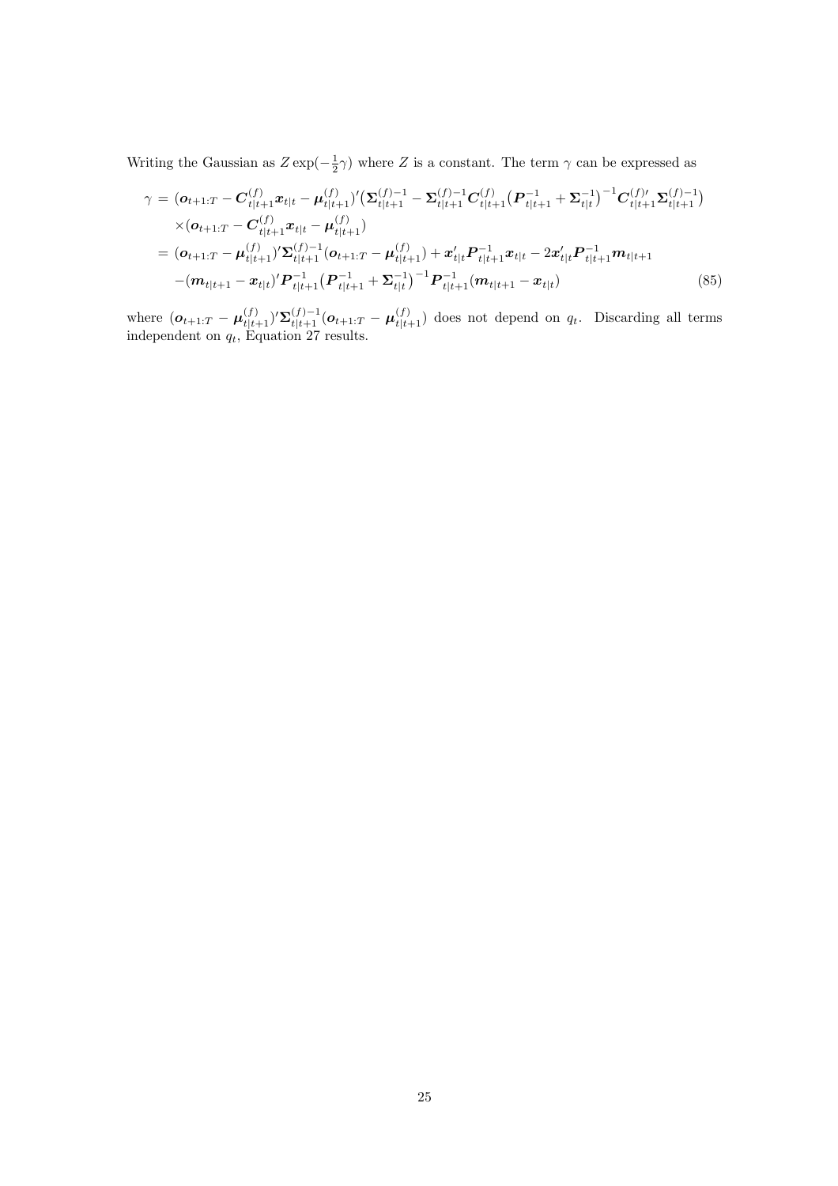Writing the Gaussian as $Z\exp(-\frac{1}{2}\gamma)$ where $Z$ is a constant. The term $\gamma$ can be expressed as

$$
\begin{aligned}
\gamma &= (\boldsymbol{o}_{t+1:T} - \boldsymbol{C}^{(f)}_{t|t+1}\boldsymbol{x}_{t|t} - \boldsymbol{\mu}^{(f)}_{t|t+1})'\big(\boldsymbol{\Sigma}^{(f)-1}_{t|t+1} - \boldsymbol{\Sigma}^{(f)-1}_{t|t+1}\boldsymbol{C}^{(f)}_{t|t+1}\big(\boldsymbol{P}^{-1}_{t|t+1} + \boldsymbol{\Sigma}^{-1}_{t|t}\big)^{-1}\boldsymbol{C}^{(f)\prime}_{t|t+1}\boldsymbol{\Sigma}^{(f)-1}_{t|t+1}\big) \\
&\quad \times(\boldsymbol{o}_{t+1:T} - \boldsymbol{C}^{(f)}_{t|t+1}\boldsymbol{x}_{t|t} - \boldsymbol{\mu}^{(f)}_{t|t+1}) \\
&= (\boldsymbol{o}_{t+1:T} - \boldsymbol{\mu}^{(f)}_{t|t+1})'\boldsymbol{\Sigma}^{(f)-1}_{t|t+1}(\boldsymbol{o}_{t+1:T} - \boldsymbol{\mu}^{(f)}_{t|t+1}) + \boldsymbol{x}'_{t|t}\boldsymbol{P}^{-1}_{t|t+1}\boldsymbol{x}_{t|t} - 2\boldsymbol{x}'_{t|t}\boldsymbol{P}^{-1}_{t|t+1}\boldsymbol{m}_{t|t+1} \\
&\quad -(\boldsymbol{m}_{t|t+1} - \boldsymbol{x}_{t|t})'\boldsymbol{P}^{-1}_{t|t+1}\big(\boldsymbol{P}^{-1}_{t|t+1} + \boldsymbol{\Sigma}^{-1}_{t|t}\big)^{-1}\boldsymbol{P}^{-1}_{t|t+1}(\boldsymbol{m}_{t|t+1} - \boldsymbol{x}_{t|t})
\end{aligned}
\tag{85}
$$

where $(\boldsymbol{o}_{t+1:T} - \boldsymbol{\mu}^{(f)}_{t|t+1})'\boldsymbol{\Sigma}^{(f)-1}_{t|t+1}(\boldsymbol{o}_{t+1:T} - \boldsymbol{\mu}^{(f)}_{t|t+1})$ does not depend on $q_t$. Discarding all terms independent on $q_t$, Equation 27 results.